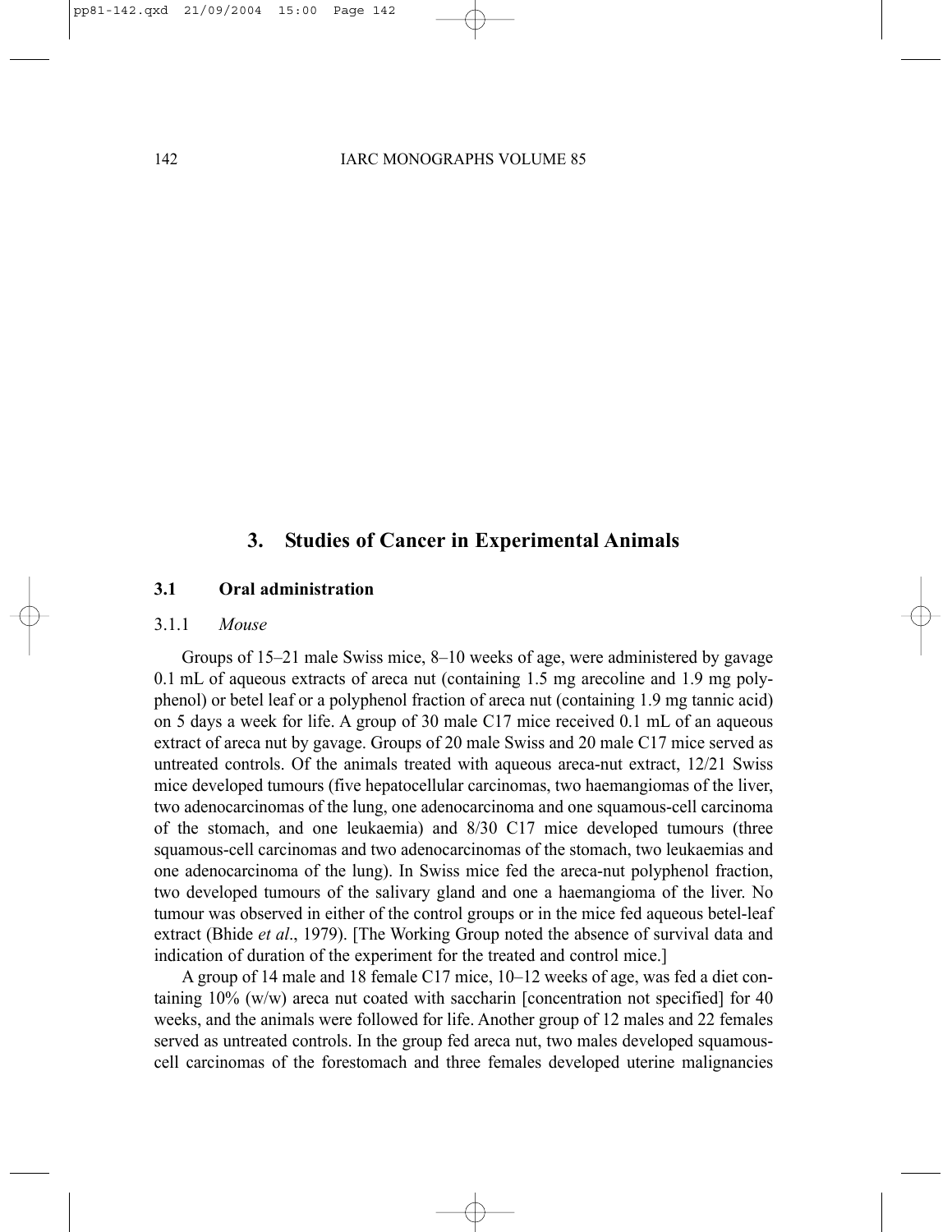## 3. Studies of Cancer in Experimental Animals

### 3.1 Oral administration

#### 3.1.1 *Mouse*

Groups of 15–21 male Swiss mice, 8–10 weeks of age, were administered by gavage 0.1 mL of aqueous extracts of areca nut (containing 1.5 mg arecoline and 1.9 mg polyphenol) or betel leaf or a polyphenol fraction of areca nut (containing 1.9 mg tannic acid) on 5 days a week for life. A group of 30 male C17 mice received 0.1 mL of an aqueous extract of areca nut by gavage. Groups of 20 male Swiss and 20 male C17 mice served as untreated controls. Of the animals treated with aqueous areca-nut extract, 12/21 Swiss mice developed tumours (five hepatocellular carcinomas, two haemangiomas of the liver, two adenocarcinomas of the lung, one adenocarcinoma and one squamous-cell carcinoma of the stomach, and one leukaemia) and 8/30 C17 mice developed tumours (three squamous-cell carcinomas and two adenocarcinomas of the stomach, two leukaemias and one adenocarcinoma of the lung). In Swiss mice fed the areca-nut polyphenol fraction, two developed tumours of the salivary gland and one a haemangioma of the liver. No tumour was observed in either of the control groups or in the mice fed aqueous betel-leaf extract (Bhide *et al*., 1979). [The Working Group noted the absence of survival data and indication of duration of the experiment for the treated and control mice.]

A group of 14 male and 18 female C17 mice, 10–12 weeks of age, was fed a diet containing 10% (w/w) areca nut coated with saccharin [concentration not specified] for 40 weeks, and the animals were followed for life. Another group of 12 males and 22 females served as untreated controls. In the group fed areca nut, two males developed squamous-cell carcinomas of the forestomach and three females developed uterine malignancies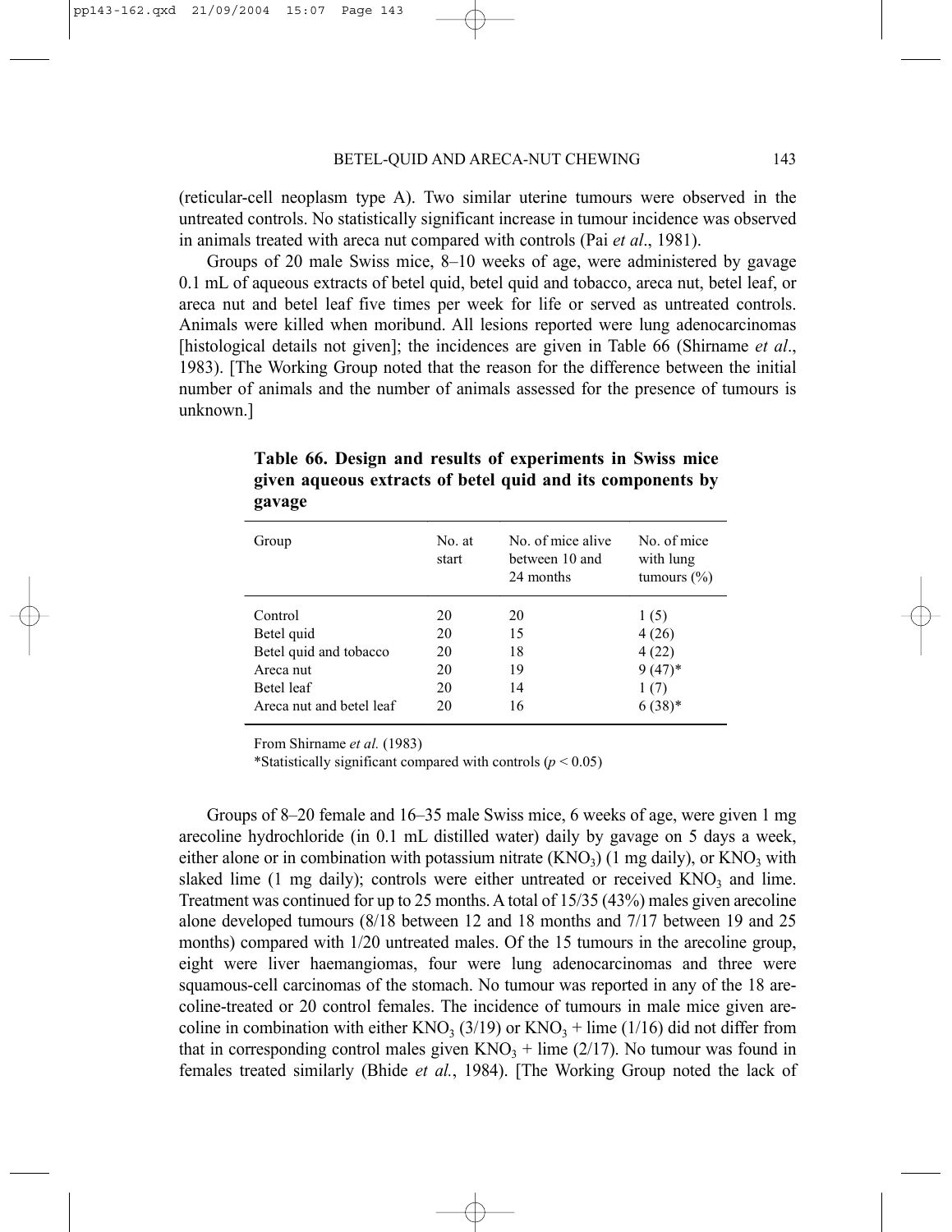(reticular-cell neoplasm type A). Two similar uterine tumours were observed in the untreated controls. No statistically significant increase in tumour incidence was observed in animals treated with areca nut compared with controls (Pai *et al*., 1981).

Groups of 20 male Swiss mice, 8–10 weeks of age, were administered by gavage 0.1 mL of aqueous extracts of betel quid, betel quid and tobacco, areca nut, betel leaf, or areca nut and betel leaf five times per week for life or served as untreated controls. Animals were killed when moribund. All lesions reported were lung adenocarcinomas [histological details not given]; the incidences are given in Table 66 (Shirname *et al*., 1983). [The Working Group noted that the reason for the difference between the initial number of animals and the number of animals assessed for the presence of tumours is unknown.]

**Table 66. Design and results of experiments in Swiss mice given aqueous extracts of betel quid and its components by gavage**

| Group | No. at start | No. of mice alive between 10 and 24 months | No. of mice with lung tumours (%) |
|---|---|---|---|
| Control | 20 | 20 | 1 (5) |
| Betel quid | 20 | 15 | 4 (26) |
| Betel quid and tobacco | 20 | 18 | 4 (22) |
| Areca nut | 20 | 19 | 9 (47)* |
| Betel leaf | 20 | 14 | 1 (7) |
| Areca nut and betel leaf | 20 | 16 | 6 (38)* |

From Shirname *et al.* (1983)

*Statistically significant compared with controls ($p < 0.05$)

Groups of 8–20 female and 16–35 male Swiss mice, 6 weeks of age, were given 1 mg arecoline hydrochloride (in 0.1 mL distilled water) daily by gavage on 5 days a week, either alone or in combination with potassium nitrate ($KNO_3$) (1 mg daily), or $KNO_3$ with slaked lime (1 mg daily); controls were either untreated or received $KNO_3$ and lime. Treatment was continued for up to 25 months. A total of 15/35 (43%) males given arecoline alone developed tumours (8/18 between 12 and 18 months and 7/17 between 19 and 25 months) compared with 1/20 untreated males. Of the 15 tumours in the arecoline group, eight were liver haemangiomas, four were lung adenocarcinomas and three were squamous-cell carcinomas of the stomach. No tumour was reported in any of the 18 arecoline-treated or 20 control females. The incidence of tumours in male mice given arecoline in combination with either $KNO_3$ (3/19) or $KNO_3$ + lime (1/16) did not differ from that in corresponding control males given $KNO_3$ + lime (2/17). No tumour was found in females treated similarly (Bhide *et al.*, 1984). [The Working Group noted the lack of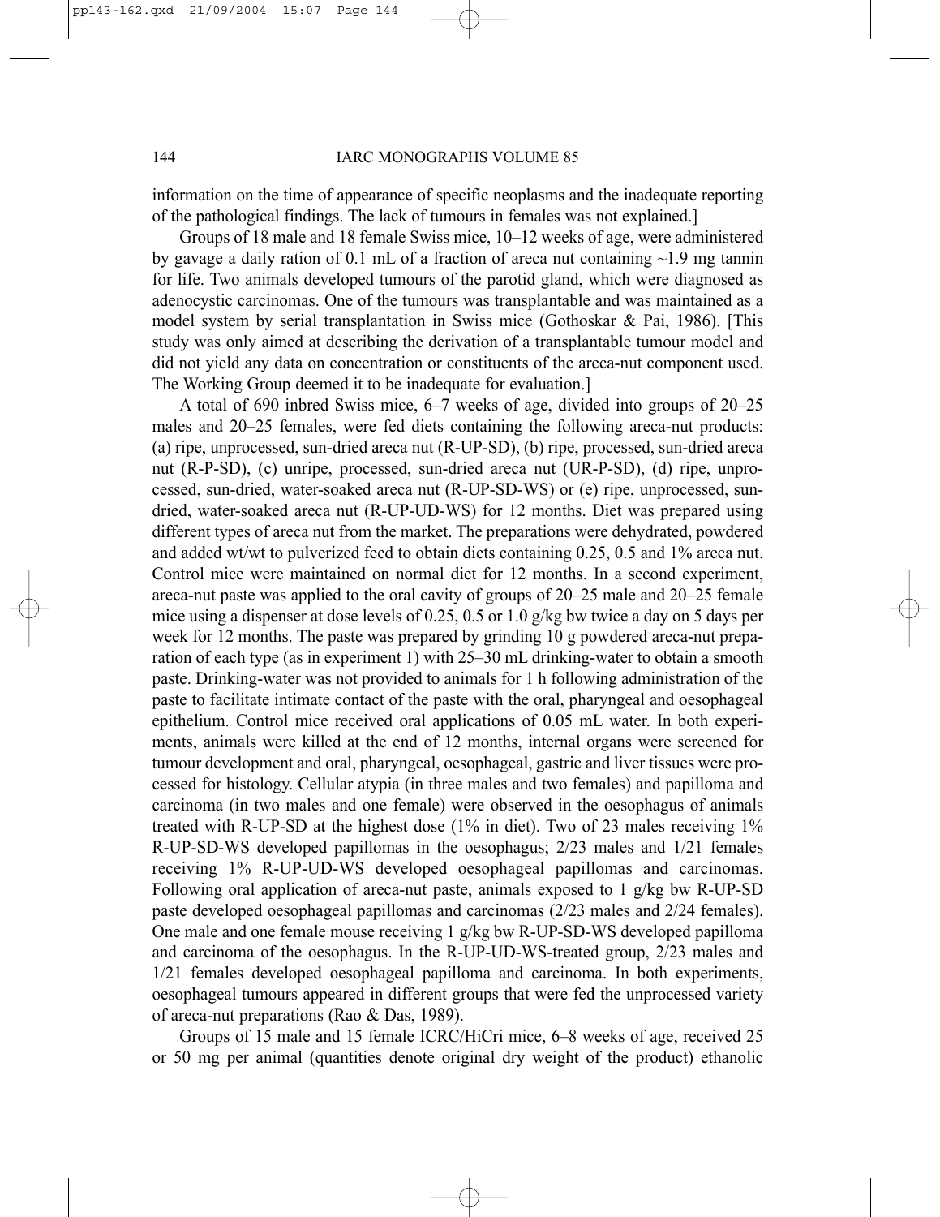information on the time of appearance of specific neoplasms and the inadequate reporting of the pathological findings. The lack of tumours in females was not explained.]

Groups of 18 male and 18 female Swiss mice, 10–12 weeks of age, were administered by gavage a daily ration of 0.1 mL of a fraction of areca nut containing ~1.9 mg tannin for life. Two animals developed tumours of the parotid gland, which were diagnosed as adenocystic carcinomas. One of the tumours was transplantable and was maintained as a model system by serial transplantation in Swiss mice (Gothoskar & Pai, 1986). [This study was only aimed at describing the derivation of a transplantable tumour model and did not yield any data on concentration or constituents of the areca-nut component used. The Working Group deemed it to be inadequate for evaluation.]

A total of 690 inbred Swiss mice, 6–7 weeks of age, divided into groups of 20–25 males and 20–25 females, were fed diets containing the following areca-nut products: (a) ripe, unprocessed, sun-dried areca nut (R-UP-SD), (b) ripe, processed, sun-dried areca nut (R-P-SD), (c) unripe, processed, sun-dried areca nut (UR-P-SD), (d) ripe, unprocessed, sun-dried, water-soaked areca nut (R-UP-SD-WS) or (e) ripe, unprocessed, sun-dried, water-soaked areca nut (R-UP-UD-WS) for 12 months. Diet was prepared using different types of areca nut from the market. The preparations were dehydrated, powdered and added wt/wt to pulverized feed to obtain diets containing 0.25, 0.5 and 1% areca nut. Control mice were maintained on normal diet for 12 months. In a second experiment, areca-nut paste was applied to the oral cavity of groups of 20–25 male and 20–25 female mice using a dispenser at dose levels of 0.25, 0.5 or 1.0 g/kg bw twice a day on 5 days per week for 12 months. The paste was prepared by grinding 10 g powdered areca-nut preparation of each type (as in experiment 1) with 25–30 mL drinking-water to obtain a smooth paste. Drinking-water was not provided to animals for 1 h following administration of the paste to facilitate intimate contact of the paste with the oral, pharyngeal and oesophageal epithelium. Control mice received oral applications of 0.05 mL water. In both experiments, animals were killed at the end of 12 months, internal organs were screened for tumour development and oral, pharyngeal, oesophageal, gastric and liver tissues were processed for histology. Cellular atypia (in three males and two females) and papilloma and carcinoma (in two males and one female) were observed in the oesophagus of animals treated with R-UP-SD at the highest dose (1% in diet). Two of 23 males receiving 1% R-UP-SD-WS developed papillomas in the oesophagus; 2/23 males and 1/21 females receiving 1% R-UP-UD-WS developed oesophageal papillomas and carcinomas. Following oral application of areca-nut paste, animals exposed to 1 g/kg bw R-UP-SD paste developed oesophageal papillomas and carcinomas (2/23 males and 2/24 females). One male and one female mouse receiving 1 g/kg bw R-UP-SD-WS developed papilloma and carcinoma of the oesophagus. In the R-UP-UD-WS-treated group, 2/23 males and 1/21 females developed oesophageal papilloma and carcinoma. In both experiments, oesophageal tumours appeared in different groups that were fed the unprocessed variety of areca-nut preparations (Rao & Das, 1989).

Groups of 15 male and 15 female ICRC/HiCri mice, 6–8 weeks of age, received 25 or 50 mg per animal (quantities denote original dry weight of the product) ethanolic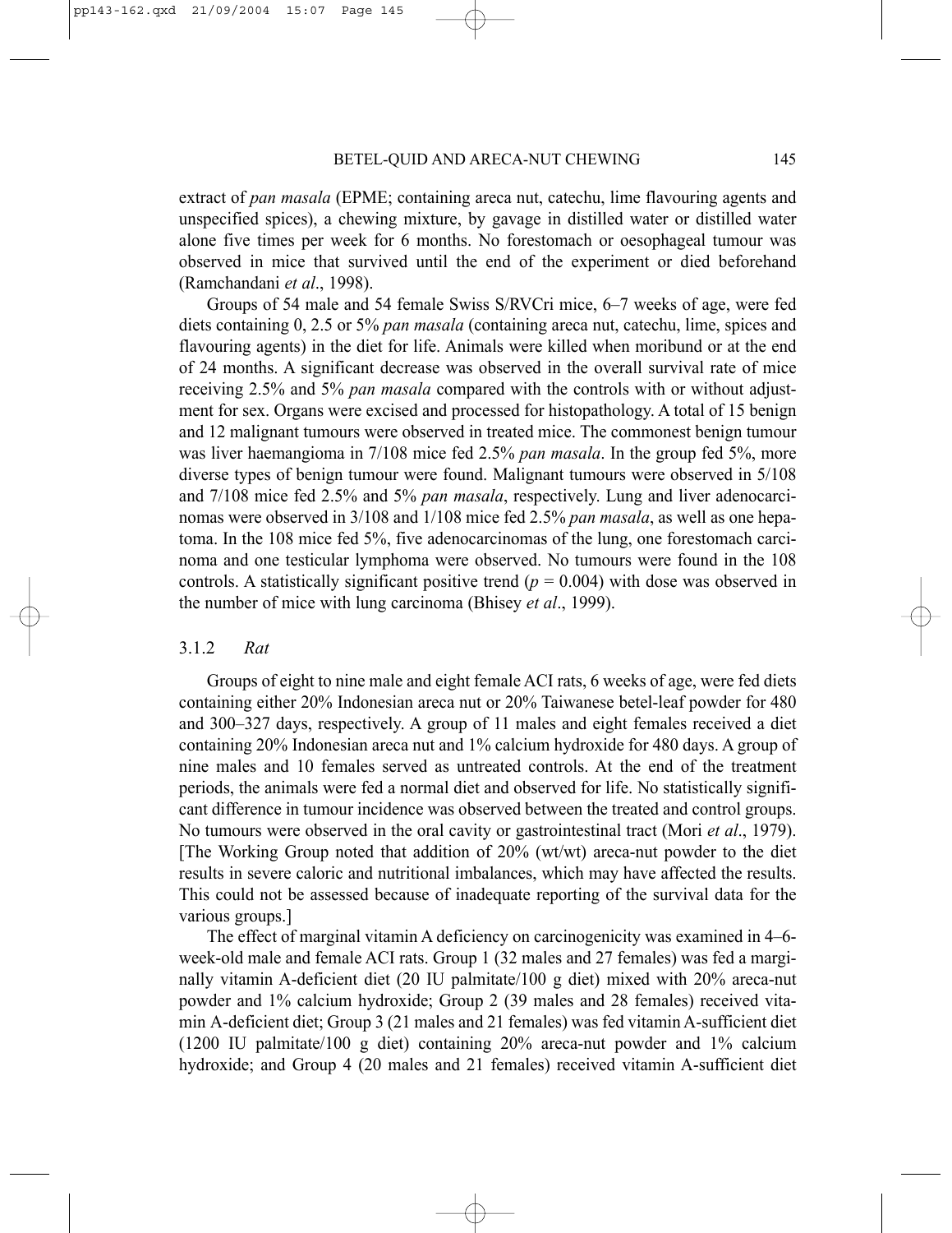extract of *pan masala* (EPME; containing areca nut, catechu, lime flavouring agents and unspecified spices), a chewing mixture, by gavage in distilled water or distilled water alone five times per week for 6 months. No forestomach or oesophageal tumour was observed in mice that survived until the end of the experiment or died beforehand (Ramchandani *et al*., 1998).

Groups of 54 male and 54 female Swiss S/RVCri mice, 6–7 weeks of age, were fed diets containing 0, 2.5 or 5% *pan masala* (containing areca nut, catechu, lime, spices and flavouring agents) in the diet for life. Animals were killed when moribund or at the end of 24 months. A significant decrease was observed in the overall survival rate of mice receiving 2.5% and 5% *pan masala* compared with the controls with or without adjustment for sex. Organs were excised and processed for histopathology. A total of 15 benign and 12 malignant tumours were observed in treated mice. The commonest benign tumour was liver haemangioma in 7/108 mice fed 2.5% *pan masala*. In the group fed 5%, more diverse types of benign tumour were found. Malignant tumours were observed in 5/108 and 7/108 mice fed 2.5% and 5% *pan masala*, respectively. Lung and liver adenocarcinomas were observed in 3/108 and 1/108 mice fed 2.5% *pan masala*, as well as one hepatoma. In the 108 mice fed 5%, five adenocarcinomas of the lung, one forestomach carcinoma and one testicular lymphoma were observed. No tumours were found in the 108 controls. A statistically significant positive trend ($p = 0.004$) with dose was observed in the number of mice with lung carcinoma (Bhisey *et al*., 1999).

### 3.1.2 *Rat*

Groups of eight to nine male and eight female ACI rats, 6 weeks of age, were fed diets containing either 20% Indonesian areca nut or 20% Taiwanese betel-leaf powder for 480 and 300–327 days, respectively. A group of 11 males and eight females received a diet containing 20% Indonesian areca nut and 1% calcium hydroxide for 480 days. A group of nine males and 10 females served as untreated controls. At the end of the treatment periods, the animals were fed a normal diet and observed for life. No statistically significant difference in tumour incidence was observed between the treated and control groups. No tumours were observed in the oral cavity or gastrointestinal tract (Mori *et al*., 1979). [The Working Group noted that addition of 20% (wt/wt) areca-nut powder to the diet results in severe caloric and nutritional imbalances, which may have affected the results. This could not be assessed because of inadequate reporting of the survival data for the various groups.]

The effect of marginal vitamin A deficiency on carcinogenicity was examined in 4–6-week-old male and female ACI rats. Group 1 (32 males and 27 females) was fed a marginally vitamin A-deficient diet (20 IU palmitate/100 g diet) mixed with 20% areca-nut powder and 1% calcium hydroxide; Group 2 (39 males and 28 females) received vitamin A-deficient diet; Group 3 (21 males and 21 females) was fed vitamin A-sufficient diet (1200 IU palmitate/100 g diet) containing 20% areca-nut powder and 1% calcium hydroxide; and Group 4 (20 males and 21 females) received vitamin A-sufficient diet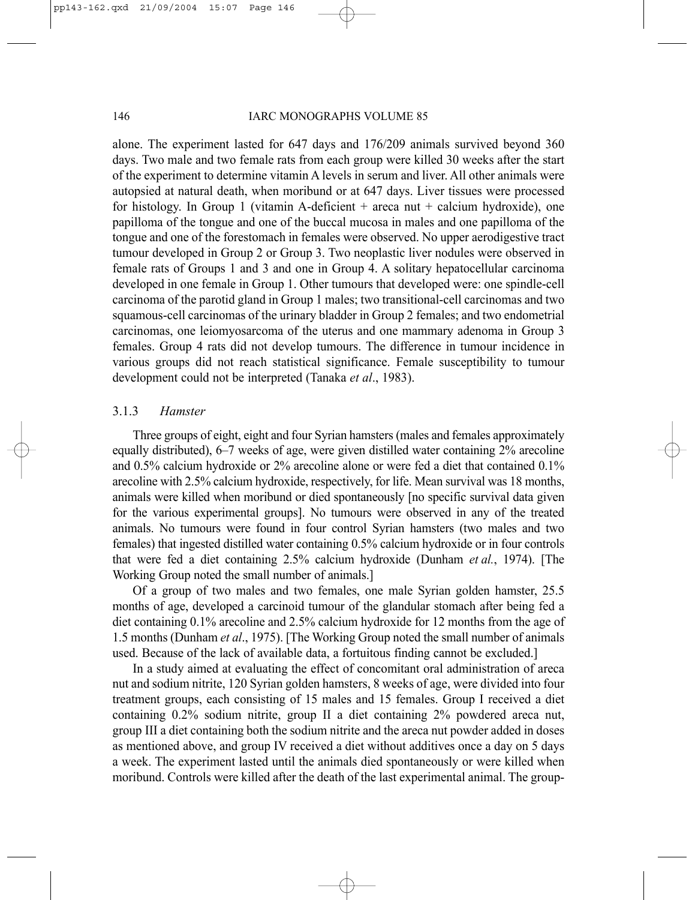alone. The experiment lasted for 647 days and 176/209 animals survived beyond 360 days. Two male and two female rats from each group were killed 30 weeks after the start of the experiment to determine vitamin A levels in serum and liver. All other animals were autopsied at natural death, when moribund or at 647 days. Liver tissues were processed for histology. In Group 1 (vitamin A-deficient + areca nut + calcium hydroxide), one papilloma of the tongue and one of the buccal mucosa in males and one papilloma of the tongue and one of the forestomach in females were observed. No upper aerodigestive tract tumour developed in Group 2 or Group 3. Two neoplastic liver nodules were observed in female rats of Groups 1 and 3 and one in Group 4. A solitary hepatocellular carcinoma developed in one female in Group 1. Other tumours that developed were: one spindle-cell carcinoma of the parotid gland in Group 1 males; two transitional-cell carcinomas and two squamous-cell carcinomas of the urinary bladder in Group 2 females; and two endometrial carcinomas, one leiomyosarcoma of the uterus and one mammary adenoma in Group 3 females. Group 4 rats did not develop tumours. The difference in tumour incidence in various groups did not reach statistical significance. Female susceptibility to tumour development could not be interpreted (Tanaka *et al*., 1983).

### 3.1.3 *Hamster*

Three groups of eight, eight and four Syrian hamsters (males and females approximately equally distributed), 6–7 weeks of age, were given distilled water containing 2% arecoline and 0.5% calcium hydroxide or 2% arecoline alone or were fed a diet that contained 0.1% arecoline with 2.5% calcium hydroxide, respectively, for life. Mean survival was 18 months, animals were killed when moribund or died spontaneously [no specific survival data given for the various experimental groups]. No tumours were observed in any of the treated animals. No tumours were found in four control Syrian hamsters (two males and two females) that ingested distilled water containing 0.5% calcium hydroxide or in four controls that were fed a diet containing 2.5% calcium hydroxide (Dunham *et al.*, 1974). [The Working Group noted the small number of animals.]

Of a group of two males and two females, one male Syrian golden hamster, 25.5 months of age, developed a carcinoid tumour of the glandular stomach after being fed a diet containing 0.1% arecoline and 2.5% calcium hydroxide for 12 months from the age of 1.5 months (Dunham *et al*., 1975). [The Working Group noted the small number of animals used. Because of the lack of available data, a fortuitous finding cannot be excluded.]

In a study aimed at evaluating the effect of concomitant oral administration of areca nut and sodium nitrite, 120 Syrian golden hamsters, 8 weeks of age, were divided into four treatment groups, each consisting of 15 males and 15 females. Group I received a diet containing 0.2% sodium nitrite, group II a diet containing 2% powdered areca nut, group III a diet containing both the sodium nitrite and the areca nut powder added in doses as mentioned above, and group IV received a diet without additives once a day on 5 days a week. The experiment lasted until the animals died spontaneously or were killed when moribund. Controls were killed after the death of the last experimental animal. The group-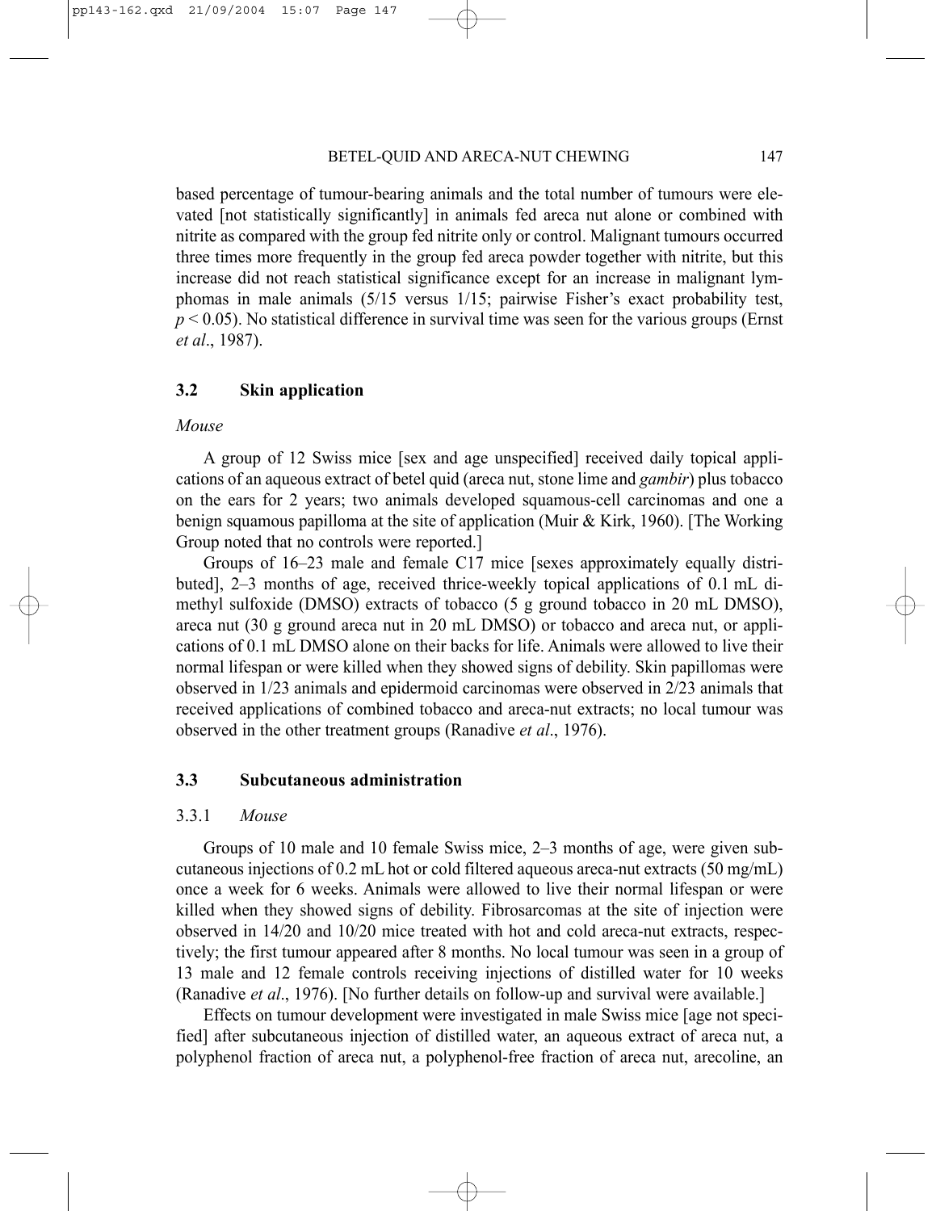based percentage of tumour-bearing animals and the total number of tumours were elevated [not statistically significantly] in animals fed areca nut alone or combined with nitrite as compared with the group fed nitrite only or control. Malignant tumours occurred three times more frequently in the group fed areca powder together with nitrite, but this increase did not reach statistical significance except for an increase in malignant lymphomas in male animals (5/15 versus 1/15; pairwise Fisher's exact probability test, $p < 0.05$). No statistical difference in survival time was seen for the various groups (Ernst *et al*., 1987).

## 3.2 Skin application

*Mouse*

A group of 12 Swiss mice [sex and age unspecified] received daily topical applications of an aqueous extract of betel quid (areca nut, stone lime and *gambir*) plus tobacco on the ears for 2 years; two animals developed squamous-cell carcinomas and one a benign squamous papilloma at the site of application (Muir & Kirk, 1960). [The Working Group noted that no controls were reported.]

Groups of 16–23 male and female C17 mice [sexes approximately equally distributed], 2–3 months of age, received thrice-weekly topical applications of 0.1 mL dimethyl sulfoxide (DMSO) extracts of tobacco (5 g ground tobacco in 20 mL DMSO), areca nut (30 g ground areca nut in 20 mL DMSO) or tobacco and areca nut, or applications of 0.1 mL DMSO alone on their backs for life. Animals were allowed to live their normal lifespan or were killed when they showed signs of debility. Skin papillomas were observed in 1/23 animals and epidermoid carcinomas were observed in 2/23 animals that received applications of combined tobacco and areca-nut extracts; no local tumour was observed in the other treatment groups (Ranadive *et al*., 1976).

## 3.3 Subcutaneous administration

### 3.3.1 *Mouse*

Groups of 10 male and 10 female Swiss mice, 2–3 months of age, were given subcutaneous injections of 0.2 mL hot or cold filtered aqueous areca-nut extracts (50 mg/mL) once a week for 6 weeks. Animals were allowed to live their normal lifespan or were killed when they showed signs of debility. Fibrosarcomas at the site of injection were observed in 14/20 and 10/20 mice treated with hot and cold areca-nut extracts, respectively; the first tumour appeared after 8 months. No local tumour was seen in a group of 13 male and 12 female controls receiving injections of distilled water for 10 weeks (Ranadive *et al*., 1976). [No further details on follow-up and survival were available.]

Effects on tumour development were investigated in male Swiss mice [age not specified] after subcutaneous injection of distilled water, an aqueous extract of areca nut, a polyphenol fraction of areca nut, a polyphenol-free fraction of areca nut, arecoline, an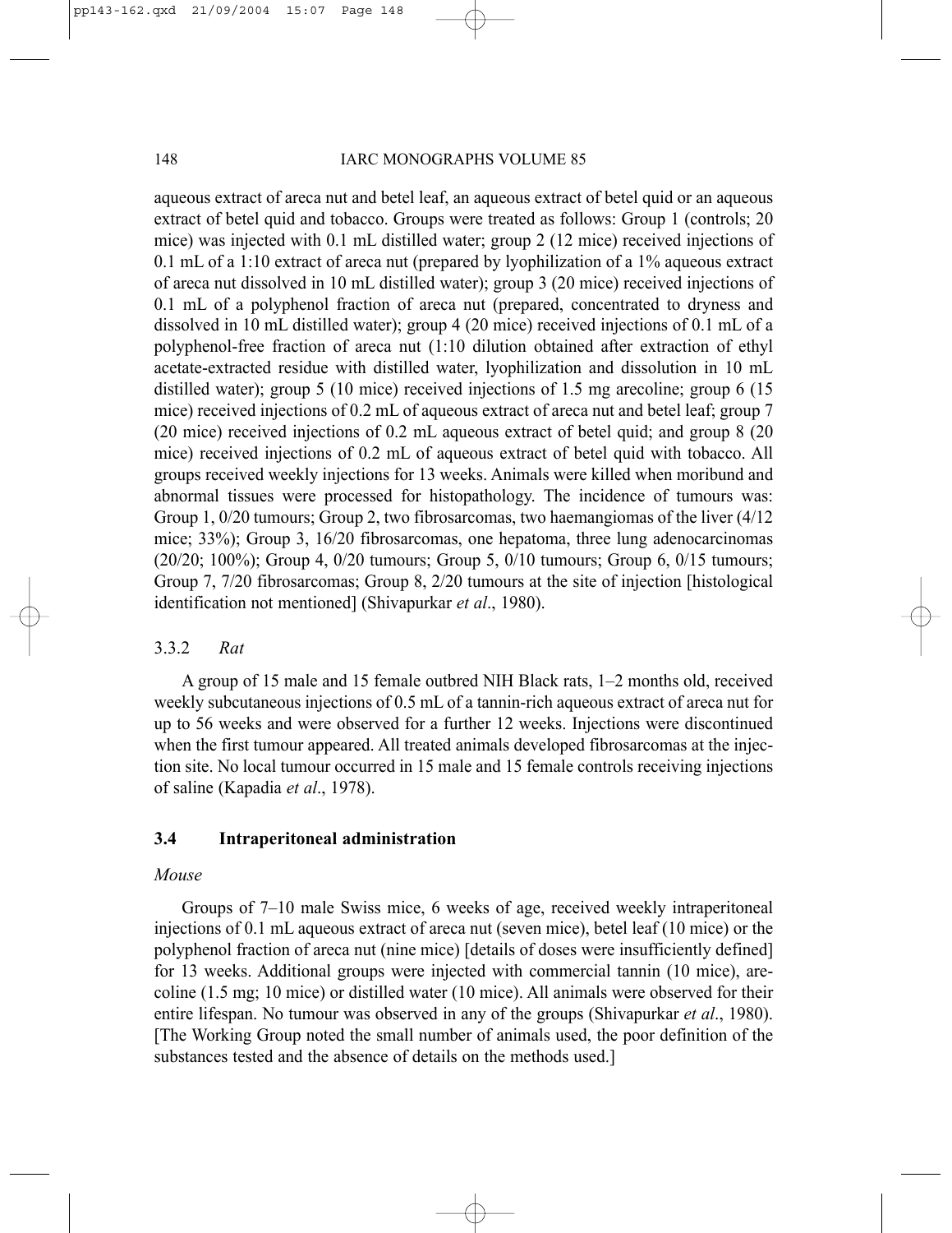aqueous extract of areca nut and betel leaf, an aqueous extract of betel quid or an aqueous extract of betel quid and tobacco. Groups were treated as follows: Group 1 (controls; 20 mice) was injected with 0.1 mL distilled water; group 2 (12 mice) received injections of 0.1 mL of a 1:10 extract of areca nut (prepared by lyophilization of a 1% aqueous extract of areca nut dissolved in 10 mL distilled water); group 3 (20 mice) received injections of 0.1 mL of a polyphenol fraction of areca nut (prepared, concentrated to dryness and dissolved in 10 mL distilled water); group 4 (20 mice) received injections of 0.1 mL of a polyphenol-free fraction of areca nut (1:10 dilution obtained after extraction of ethyl acetate-extracted residue with distilled water, lyophilization and dissolution in 10 mL distilled water); group 5 (10 mice) received injections of 1.5 mg arecoline; group 6 (15 mice) received injections of 0.2 mL of aqueous extract of areca nut and betel leaf; group 7 (20 mice) received injections of 0.2 mL aqueous extract of betel quid; and group 8 (20 mice) received injections of 0.2 mL of aqueous extract of betel quid with tobacco. All groups received weekly injections for 13 weeks. Animals were killed when moribund and abnormal tissues were processed for histopathology. The incidence of tumours was: Group 1, 0/20 tumours; Group 2, two fibrosarcomas, two haemangiomas of the liver (4/12 mice; 33%); Group 3, 16/20 fibrosarcomas, one hepatoma, three lung adenocarcinomas (20/20; 100%); Group 4, 0/20 tumours; Group 5, 0/10 tumours; Group 6, 0/15 tumours; Group 7, 7/20 fibrosarcomas; Group 8, 2/20 tumours at the site of injection [histological identification not mentioned] (Shivapurkar *et al*., 1980).

### 3.3.2 *Rat*

A group of 15 male and 15 female outbred NIH Black rats, 1–2 months old, received weekly subcutaneous injections of 0.5 mL of a tannin-rich aqueous extract of areca nut for up to 56 weeks and were observed for a further 12 weeks. Injections were discontinued when the first tumour appeared. All treated animals developed fibrosarcomas at the injection site. No local tumour occurred in 15 male and 15 female controls receiving injections of saline (Kapadia *et al*., 1978).

## 3.4 Intraperitoneal administration

*Mouse*

Groups of 7–10 male Swiss mice, 6 weeks of age, received weekly intraperitoneal injections of 0.1 mL aqueous extract of areca nut (seven mice), betel leaf (10 mice) or the polyphenol fraction of areca nut (nine mice) [details of doses were insufficiently defined] for 13 weeks. Additional groups were injected with commercial tannin (10 mice), arecoline (1.5 mg; 10 mice) or distilled water (10 mice). All animals were observed for their entire lifespan. No tumour was observed in any of the groups (Shivapurkar *et al*., 1980). [The Working Group noted the small number of animals used, the poor definition of the substances tested and the absence of details on the methods used.]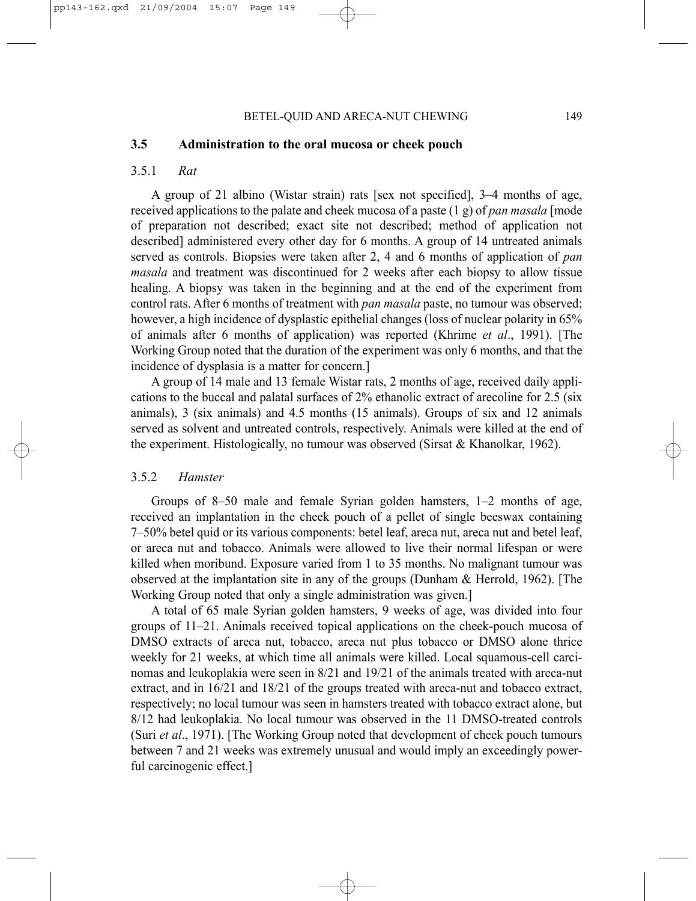### 3.5 Administration to the oral mucosa or cheek pouch

#### 3.5.1 *Rat*

A group of 21 albino (Wistar strain) rats [sex not specified], 3–4 months of age, received applications to the palate and cheek mucosa of a paste (1 g) of *pan masala* [mode of preparation not described; exact site not described; method of application not described] administered every other day for 6 months. A group of 14 untreated animals served as controls. Biopsies were taken after 2, 4 and 6 months of application of *pan masala* and treatment was discontinued for 2 weeks after each biopsy to allow tissue healing. A biopsy was taken in the beginning and at the end of the experiment from control rats. After 6 months of treatment with *pan masala* paste, no tumour was observed; however, a high incidence of dysplastic epithelial changes (loss of nuclear polarity in 65% of animals after 6 months of application) was reported (Khrime *et al*., 1991). [The Working Group noted that the duration of the experiment was only 6 months, and that the incidence of dysplasia is a matter for concern.]

A group of 14 male and 13 female Wistar rats, 2 months of age, received daily applications to the buccal and palatal surfaces of 2% ethanolic extract of arecoline for 2.5 (six animals), 3 (six animals) and 4.5 months (15 animals). Groups of six and 12 animals served as solvent and untreated controls, respectively. Animals were killed at the end of the experiment. Histologically, no tumour was observed (Sirsat & Khanolkar, 1962).

#### 3.5.2 *Hamster*

Groups of 8–50 male and female Syrian golden hamsters, 1–2 months of age, received an implantation in the cheek pouch of a pellet of single beeswax containing 7–50% betel quid or its various components: betel leaf, areca nut, areca nut and betel leaf, or areca nut and tobacco. Animals were allowed to live their normal lifespan or were killed when moribund. Exposure varied from 1 to 35 months. No malignant tumour was observed at the implantation site in any of the groups (Dunham & Herrold, 1962). [The Working Group noted that only a single administration was given.]

A total of 65 male Syrian golden hamsters, 9 weeks of age, was divided into four groups of 11–21. Animals received topical applications on the cheek-pouch mucosa of DMSO extracts of areca nut, tobacco, areca nut plus tobacco or DMSO alone thrice weekly for 21 weeks, at which time all animals were killed. Local squamous-cell carcinomas and leukoplakia were seen in 8/21 and 19/21 of the animals treated with areca-nut extract, and in 16/21 and 18/21 of the groups treated with areca-nut and tobacco extract, respectively; no local tumour was seen in hamsters treated with tobacco extract alone, but 8/12 had leukoplakia. No local tumour was observed in the 11 DMSO-treated controls (Suri *et al*., 1971). [The Working Group noted that development of cheek pouch tumours between 7 and 21 weeks was extremely unusual and would imply an exceedingly powerful carcinogenic effect.]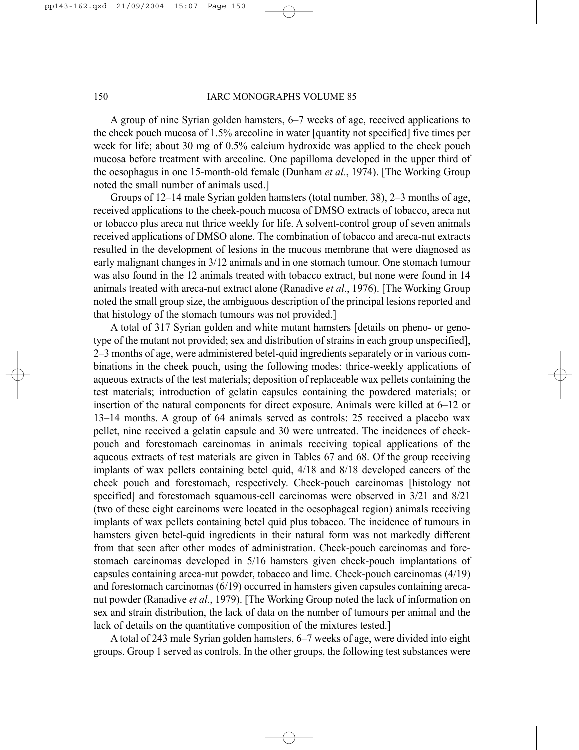A group of nine Syrian golden hamsters, 6–7 weeks of age, received applications to the cheek pouch mucosa of 1.5% arecoline in water [quantity not specified] five times per week for life; about 30 mg of 0.5% calcium hydroxide was applied to the cheek pouch mucosa before treatment with arecoline. One papilloma developed in the upper third of the oesophagus in one 15-month-old female (Dunham *et al.*, 1974). [The Working Group noted the small number of animals used.]

Groups of 12–14 male Syrian golden hamsters (total number, 38), 2–3 months of age, received applications to the cheek-pouch mucosa of DMSO extracts of tobacco, areca nut or tobacco plus areca nut thrice weekly for life. A solvent-control group of seven animals received applications of DMSO alone. The combination of tobacco and areca-nut extracts resulted in the development of lesions in the mucous membrane that were diagnosed as early malignant changes in 3/12 animals and in one stomach tumour. One stomach tumour was also found in the 12 animals treated with tobacco extract, but none were found in 14 animals treated with areca-nut extract alone (Ranadive *et al*., 1976). [The Working Group noted the small group size, the ambiguous description of the principal lesions reported and that histology of the stomach tumours was not provided.]

A total of 317 Syrian golden and white mutant hamsters [details on pheno- or genotype of the mutant not provided; sex and distribution of strains in each group unspecified], 2–3 months of age, were administered betel-quid ingredients separately or in various combinations in the cheek pouch, using the following modes: thrice-weekly applications of aqueous extracts of the test materials; deposition of replaceable wax pellets containing the test materials; introduction of gelatin capsules containing the powdered materials; or insertion of the natural components for direct exposure. Animals were killed at 6–12 or 13–14 months. A group of 64 animals served as controls: 25 received a placebo wax pellet, nine received a gelatin capsule and 30 were untreated. The incidences of cheek-pouch and forestomach carcinomas in animals receiving topical applications of the aqueous extracts of test materials are given in Tables 67 and 68. Of the group receiving implants of wax pellets containing betel quid, 4/18 and 8/18 developed cancers of the cheek pouch and forestomach, respectively. Cheek-pouch carcinomas [histology not specified] and forestomach squamous-cell carcinomas were observed in 3/21 and 8/21 (two of these eight carcinoms were located in the oesophageal region) animals receiving implants of wax pellets containing betel quid plus tobacco. The incidence of tumours in hamsters given betel-quid ingredients in their natural form was not markedly different from that seen after other modes of administration. Cheek-pouch carcinomas and forestomach carcinomas developed in 5/16 hamsters given cheek-pouch implantations of capsules containing areca-nut powder, tobacco and lime. Cheek-pouch carcinomas (4/19) and forestomach carcinomas (6/19) occurred in hamsters given capsules containing areca-nut powder (Ranadive *et al.*, 1979). [The Working Group noted the lack of information on sex and strain distribution, the lack of data on the number of tumours per animal and the lack of details on the quantitative composition of the mixtures tested.]

A total of 243 male Syrian golden hamsters, 6–7 weeks of age, were divided into eight groups. Group 1 served as controls. In the other groups, the following test substances were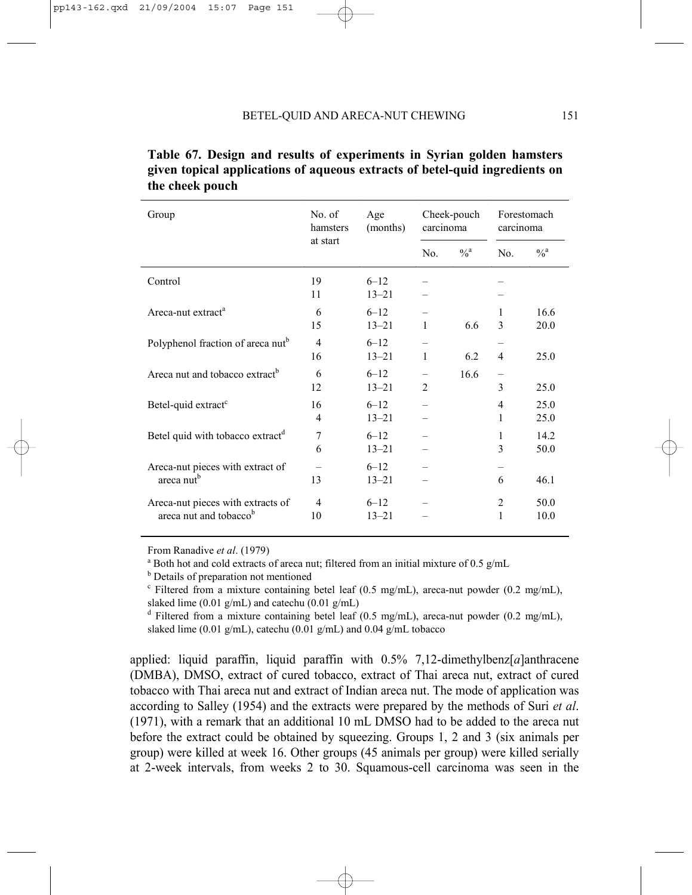**Table 67. Design and results of experiments in Syrian golden hamsters given topical applications of aqueous extracts of betel-quid ingredients on the cheek pouch**

| Group | No. of hamsters at start | Age (months) | Cheek-pouch carcinoma | | Forestomach carcinoma | |
|---|---|---|---|---|---|---|
| | | | No. | %[a] | No. | %[a] |
| Control | 19 | 6–12 | – | | – | |
| | 11 | 13–21 | – | | – | |
| Areca-nut extract[a] | 6 | 6–12 | – | | 1 | 16.6 |
| | 15 | 13–21 | 1 | 6.6 | 3 | 20.0 |
| Polyphenol fraction of areca nut[b] | 4 | 6–12 | – | | – | |
| | 16 | 13–21 | 1 | 6.2 | 4 | 25.0 |
| Areca nut and tobacco extract[b] | 6 | 6–12 | – | 16.6 | – | |
| | 12 | 13–21 | 2 | | 3 | 25.0 |
| Betel-quid extract[c] | 16 | 6–12 | – | | 4 | 25.0 |
| | 4 | 13–21 | – | | 1 | 25.0 |
| Betel quid with tobacco extract[d] | 7 | 6–12 | – | | 1 | 14.2 |
| | 6 | 13–21 | – | | 3 | 50.0 |
| Areca-nut pieces with extract of areca nut[b] | – | 6–12 | – | | – | |
| | 13 | 13–21 | – | | 6 | 46.1 |
| Areca-nut pieces with extracts of areca nut and tobacco[b] | 4 | 6–12 | – | | 2 | 50.0 |
| | 10 | 13–21 | – | | 1 | 10.0 |

From Ranadive *et al*. (1979)

[a] Both hot and cold extracts of areca nut; filtered from an initial mixture of 0.5 g/mL

[b] Details of preparation not mentioned

[c] Filtered from a mixture containing betel leaf (0.5 mg/mL), areca-nut powder (0.2 mg/mL), slaked lime (0.01 g/mL) and catechu (0.01 g/mL)

[d] Filtered from a mixture containing betel leaf (0.5 mg/mL), areca-nut powder (0.2 mg/mL), slaked lime (0.01 g/mL), catechu (0.01 g/mL) and 0.04 g/mL tobacco

applied: liquid paraffin, liquid paraffin with 0.5% 7,12-dimethylbenz[*a*]anthracene (DMBA), DMSO, extract of cured tobacco, extract of Thai areca nut, extract of cured tobacco with Thai areca nut and extract of Indian areca nut. The mode of application was according to Salley (1954) and the extracts were prepared by the methods of Suri *et al*. (1971), with a remark that an additional 10 mL DMSO had to be added to the areca nut before the extract could be obtained by squeezing. Groups 1, 2 and 3 (six animals per group) were killed at week 16. Other groups (45 animals per group) were killed serially at 2-week intervals, from weeks 2 to 30. Squamous-cell carcinoma was seen in the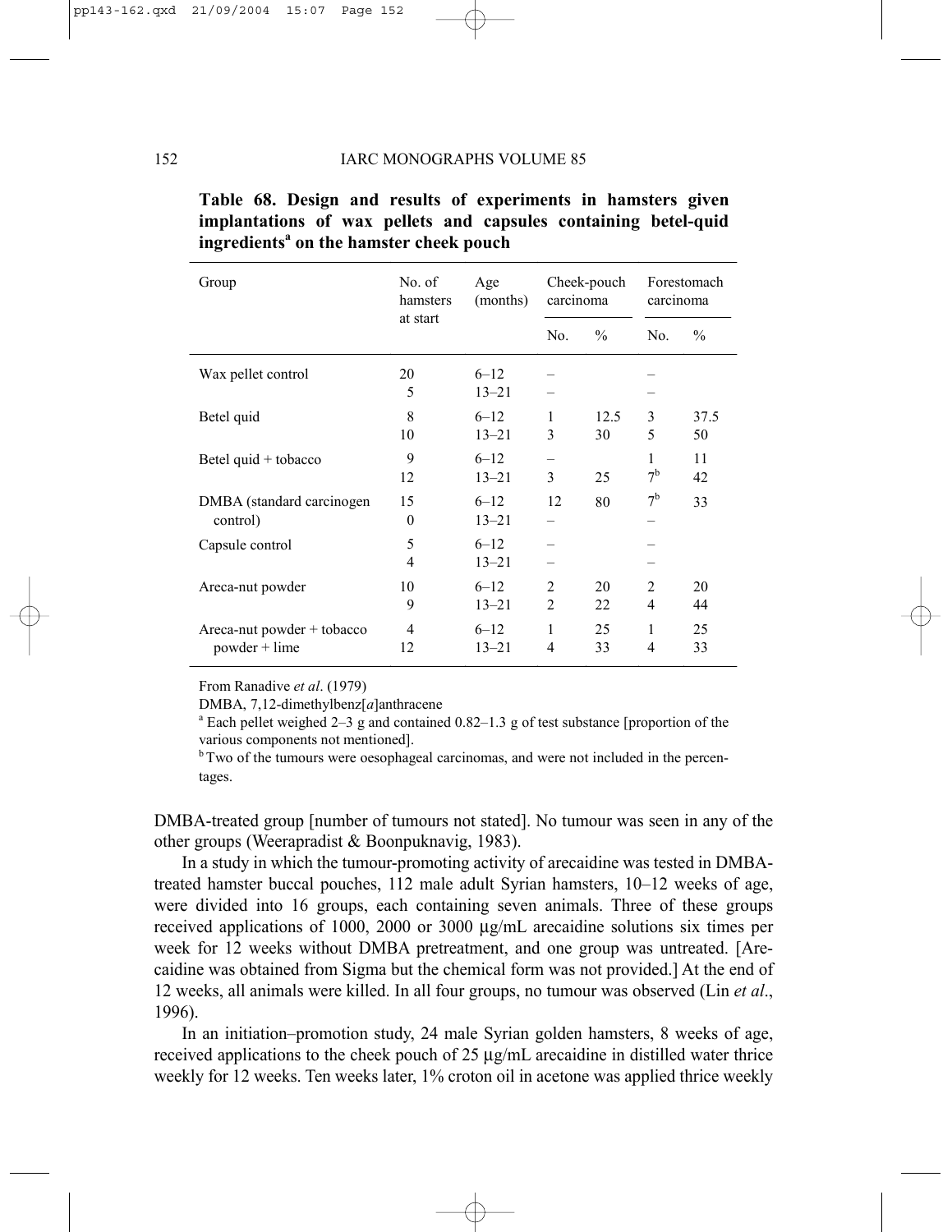**Table 68. Design and results of experiments in hamsters given implantations of wax pellets and capsules containing betel-quid ingredients[a] on the hamster cheek pouch**

| Group | No. of hamsters at start | Age (months) | Cheek-pouch carcinoma | | Forestomach carcinoma | |
|---|---|---|---|---|---|---|
| | | | No. | % | No. | % |
| Wax pellet control | 20 | 6–12 | – | | – | |
| | 5 | 13–21 | – | | – | |
| Betel quid | 8 | 6–12 | 1 | 12.5 | 3 | 37.5 |
| | 10 | 13–21 | 3 | 30 | 5 | 50 |
| Betel quid + tobacco | 9 | 6–12 | – | | 1 | 11 |
| | 12 | 13–21 | 3 | 25 | 7[b] | 42 |
| DMBA (standard carcinogen control) | 15 | 6–12 | 12 | 80 | 7[b] | 33 |
| | 0 | 13–21 | – | | – | |
| Capsule control | 5 | 6–12 | – | | – | |
| | 4 | 13–21 | – | | – | |
| Areca-nut powder | 10 | 6–12 | 2 | 20 | 2 | 20 |
| | 9 | 13–21 | 2 | 22 | 4 | 44 |
| Areca-nut powder + tobacco powder + lime | 4 | 6–12 | 1 | 25 | 1 | 25 |
| | 12 | 13–21 | 4 | 33 | 4 | 33 |

From Ranadive *et al*. (1979)

DMBA, 7,12-dimethylbenz[*a*]anthracene

[a] Each pellet weighed 2–3 g and contained 0.82–1.3 g of test substance [proportion of the various components not mentioned].

[b] Two of the tumours were oesophageal carcinomas, and were not included in the percentages.

DMBA-treated group [number of tumours not stated]. No tumour was seen in any of the other groups (Weerapradist & Boonpuknavig, 1983).

In a study in which the tumour-promoting activity of arecaidine was tested in DMBA-treated hamster buccal pouches, 112 male adult Syrian hamsters, 10–12 weeks of age, were divided into 16 groups, each containing seven animals. Three of these groups received applications of 1000, 2000 or 3000 µg/mL arecaidine solutions six times per week for 12 weeks without DMBA pretreatment, and one group was untreated. [Arecaidine was obtained from Sigma but the chemical form was not provided.] At the end of 12 weeks, all animals were killed. In all four groups, no tumour was observed (Lin *et al*., 1996).

In an initiation–promotion study, 24 male Syrian golden hamsters, 8 weeks of age, received applications to the cheek pouch of 25 µg/mL arecaidine in distilled water thrice weekly for 12 weeks. Ten weeks later, 1% croton oil in acetone was applied thrice weekly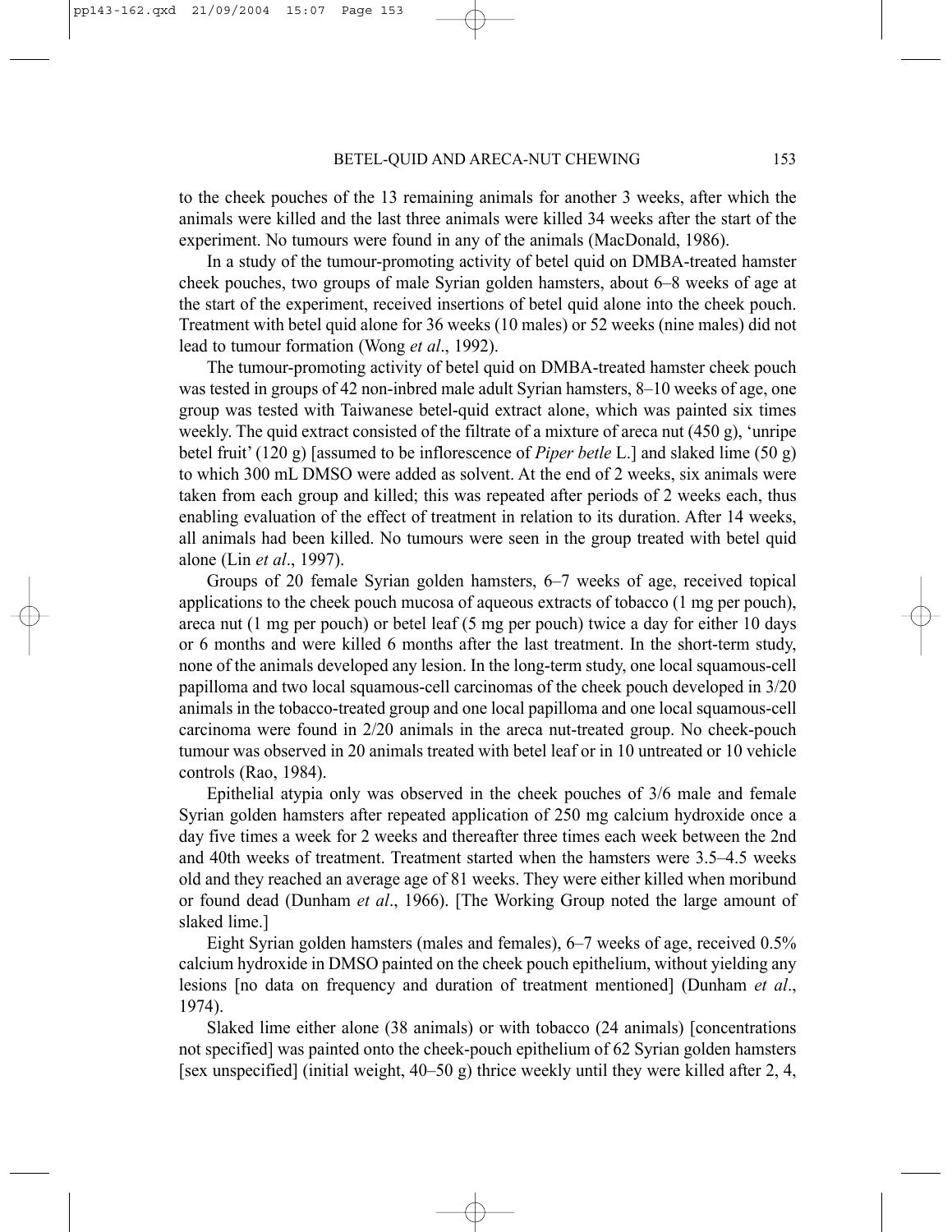to the cheek pouches of the 13 remaining animals for another 3 weeks, after which the animals were killed and the last three animals were killed 34 weeks after the start of the experiment. No tumours were found in any of the animals (MacDonald, 1986).

In a study of the tumour-promoting activity of betel quid on DMBA-treated hamster cheek pouches, two groups of male Syrian golden hamsters, about 6–8 weeks of age at the start of the experiment, received insertions of betel quid alone into the cheek pouch. Treatment with betel quid alone for 36 weeks (10 males) or 52 weeks (nine males) did not lead to tumour formation (Wong *et al*., 1992).

The tumour-promoting activity of betel quid on DMBA-treated hamster cheek pouch was tested in groups of 42 non-inbred male adult Syrian hamsters, 8–10 weeks of age, one group was tested with Taiwanese betel-quid extract alone, which was painted six times weekly. The quid extract consisted of the filtrate of a mixture of areca nut (450 g), 'unripe betel fruit' (120 g) [assumed to be inflorescence of *Piper betle* L.] and slaked lime (50 g) to which 300 mL DMSO were added as solvent. At the end of 2 weeks, six animals were taken from each group and killed; this was repeated after periods of 2 weeks each, thus enabling evaluation of the effect of treatment in relation to its duration. After 14 weeks, all animals had been killed. No tumours were seen in the group treated with betel quid alone (Lin *et al*., 1997).

Groups of 20 female Syrian golden hamsters, 6–7 weeks of age, received topical applications to the cheek pouch mucosa of aqueous extracts of tobacco (1 mg per pouch), areca nut (1 mg per pouch) or betel leaf (5 mg per pouch) twice a day for either 10 days or 6 months and were killed 6 months after the last treatment. In the short-term study, none of the animals developed any lesion. In the long-term study, one local squamous-cell papilloma and two local squamous-cell carcinomas of the cheek pouch developed in 3/20 animals in the tobacco-treated group and one local papilloma and one local squamous-cell carcinoma were found in 2/20 animals in the areca nut-treated group. No cheek-pouch tumour was observed in 20 animals treated with betel leaf or in 10 untreated or 10 vehicle controls (Rao, 1984).

Epithelial atypia only was observed in the cheek pouches of 3/6 male and female Syrian golden hamsters after repeated application of 250 mg calcium hydroxide once a day five times a week for 2 weeks and thereafter three times each week between the 2nd and 40th weeks of treatment. Treatment started when the hamsters were 3.5–4.5 weeks old and they reached an average age of 81 weeks. They were either killed when moribund or found dead (Dunham *et al*., 1966). [The Working Group noted the large amount of slaked lime.]

Eight Syrian golden hamsters (males and females), 6–7 weeks of age, received 0.5% calcium hydroxide in DMSO painted on the cheek pouch epithelium, without yielding any lesions [no data on frequency and duration of treatment mentioned] (Dunham *et al*., 1974).

Slaked lime either alone (38 animals) or with tobacco (24 animals) [concentrations not specified] was painted onto the cheek-pouch epithelium of 62 Syrian golden hamsters [sex unspecified] (initial weight, 40–50 g) thrice weekly until they were killed after 2, 4,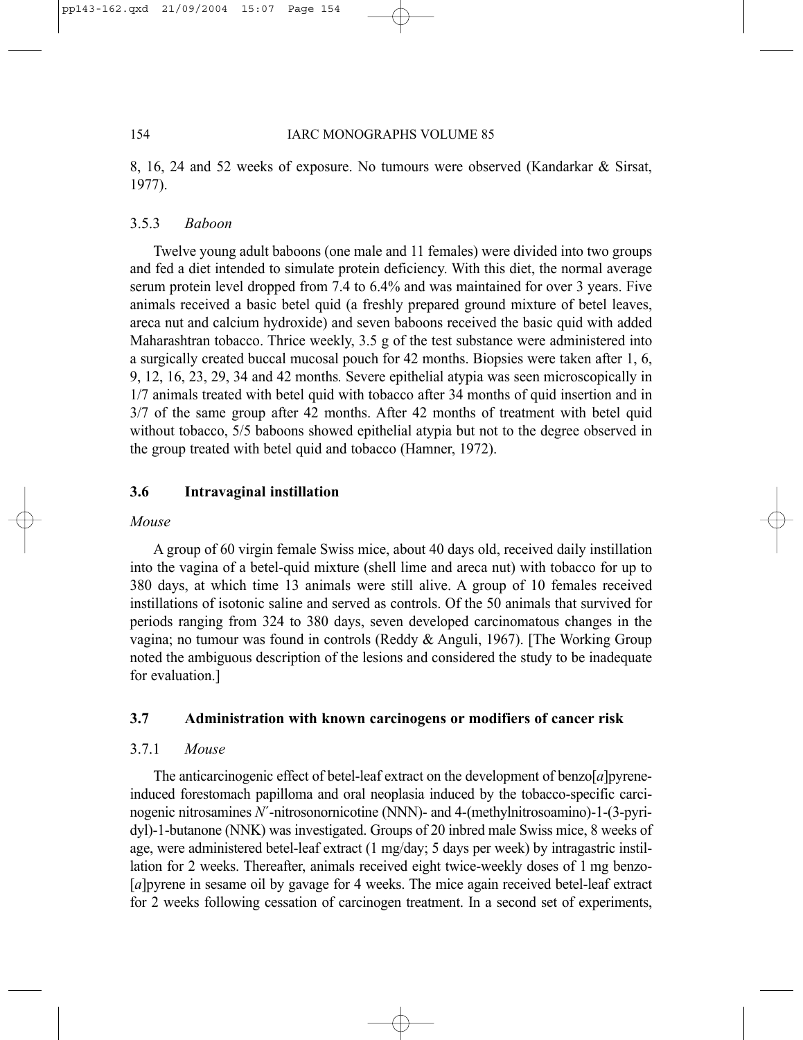8, 16, 24 and 52 weeks of exposure. No tumours were observed (Kandarkar & Sirsat, 1977).

### 3.5.3 *Baboon*

Twelve young adult baboons (one male and 11 females) were divided into two groups and fed a diet intended to simulate protein deficiency. With this diet, the normal average serum protein level dropped from 7.4 to 6.4% and was maintained for over 3 years. Five animals received a basic betel quid (a freshly prepared ground mixture of betel leaves, areca nut and calcium hydroxide) and seven baboons received the basic quid with added Maharashtran tobacco. Thrice weekly, 3.5 g of the test substance were administered into a surgically created buccal mucosal pouch for 42 months. Biopsies were taken after 1, 6, 9, 12, 16, 23, 29, 34 and 42 months. Severe epithelial atypia was seen microscopically in 1/7 animals treated with betel quid with tobacco after 34 months of quid insertion and in 3/7 of the same group after 42 months. After 42 months of treatment with betel quid without tobacco, 5/5 baboons showed epithelial atypia but not to the degree observed in the group treated with betel quid and tobacco (Hamner, 1972).

## 3.6 Intravaginal instillation

*Mouse*

A group of 60 virgin female Swiss mice, about 40 days old, received daily instillation into the vagina of a betel-quid mixture (shell lime and areca nut) with tobacco for up to 380 days, at which time 13 animals were still alive. A group of 10 females received instillations of isotonic saline and served as controls. Of the 50 animals that survived for periods ranging from 324 to 380 days, seven developed carcinomatous changes in the vagina; no tumour was found in controls (Reddy & Anguli, 1967). [The Working Group noted the ambiguous description of the lesions and considered the study to be inadequate for evaluation.]

## 3.7 Administration with known carcinogens or modifiers of cancer risk

### 3.7.1 *Mouse*

The anticarcinogenic effect of betel-leaf extract on the development of benzo[*a*]pyrene-induced forestomach papilloma and oral neoplasia induced by the tobacco-specific carcinogenic nitrosamines *N*′-nitrosonornicotine (NNN)- and 4-(methylnitrosoamino)-1-(3-pyridyl)-1-butanone (NNK) was investigated. Groups of 20 inbred male Swiss mice, 8 weeks of age, were administered betel-leaf extract (1 mg/day; 5 days per week) by intragastric instillation for 2 weeks. Thereafter, animals received eight twice-weekly doses of 1 mg benzo-[*a*]pyrene in sesame oil by gavage for 4 weeks. The mice again received betel-leaf extract for 2 weeks following cessation of carcinogen treatment. In a second set of experiments,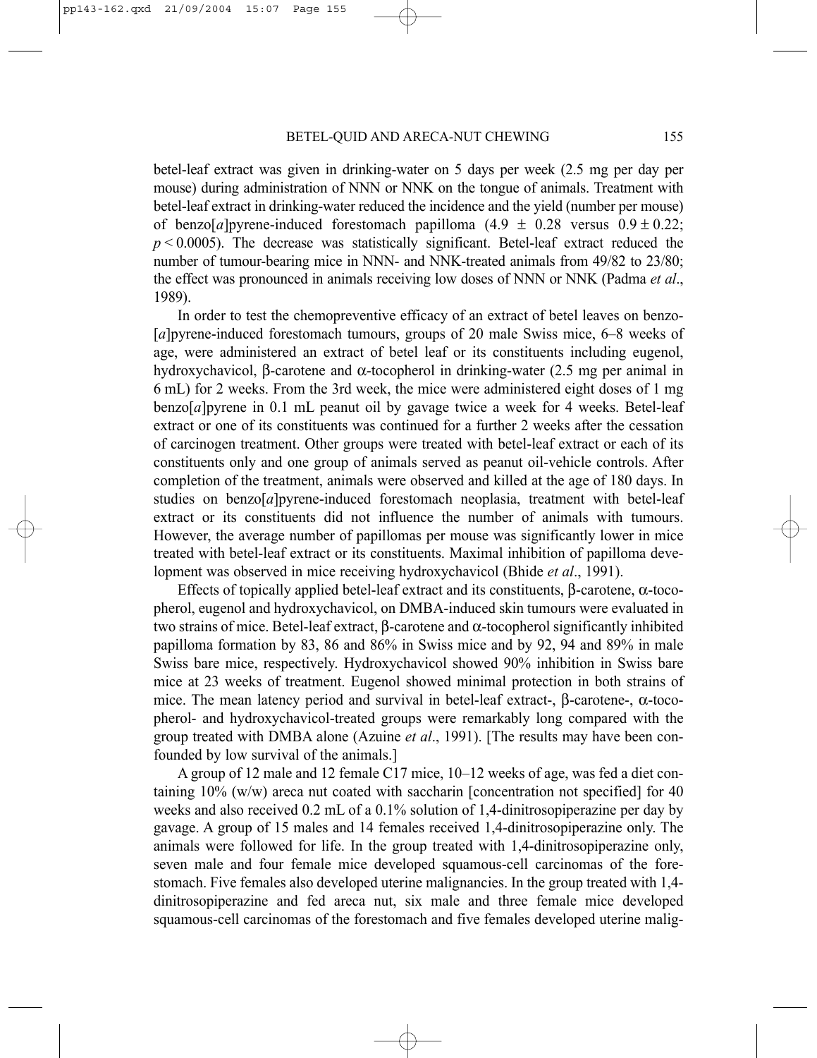betel-leaf extract was given in drinking-water on 5 days per week (2.5 mg per day per mouse) during administration of NNN or NNK on the tongue of animals. Treatment with betel-leaf extract in drinking-water reduced the incidence and the yield (number per mouse) of benzo[*a*]pyrene-induced forestomach papilloma ($4.9 \pm 0.28$ versus $0.9 \pm 0.22$; $p < 0.0005$). The decrease was statistically significant. Betel-leaf extract reduced the number of tumour-bearing mice in NNN- and NNK-treated animals from 49/82 to 23/80; the effect was pronounced in animals receiving low doses of NNN or NNK (Padma *et al*., 1989).

In order to test the chemopreventive efficacy of an extract of betel leaves on benzo-[*a*]pyrene-induced forestomach tumours, groups of 20 male Swiss mice, 6–8 weeks of age, were administered an extract of betel leaf or its constituents including eugenol, hydroxychavicol, β-carotene and α-tocopherol in drinking-water (2.5 mg per animal in 6 mL) for 2 weeks. From the 3rd week, the mice were administered eight doses of 1 mg benzo[*a*]pyrene in 0.1 mL peanut oil by gavage twice a week for 4 weeks. Betel-leaf extract or one of its constituents was continued for a further 2 weeks after the cessation of carcinogen treatment. Other groups were treated with betel-leaf extract or each of its constituents only and one group of animals served as peanut oil-vehicle controls. After completion of the treatment, animals were observed and killed at the age of 180 days. In studies on benzo[*a*]pyrene-induced forestomach neoplasia, treatment with betel-leaf extract or its constituents did not influence the number of animals with tumours. However, the average number of papillomas per mouse was significantly lower in mice treated with betel-leaf extract or its constituents. Maximal inhibition of papilloma development was observed in mice receiving hydroxychavicol (Bhide *et al*., 1991).

Effects of topically applied betel-leaf extract and its constituents, β-carotene, α-tocopherol, eugenol and hydroxychavicol, on DMBA-induced skin tumours were evaluated in two strains of mice. Betel-leaf extract, β-carotene and α-tocopherol significantly inhibited papilloma formation by 83, 86 and 86% in Swiss mice and by 92, 94 and 89% in male Swiss bare mice, respectively. Hydroxychavicol showed 90% inhibition in Swiss bare mice at 23 weeks of treatment. Eugenol showed minimal protection in both strains of mice. The mean latency period and survival in betel-leaf extract-, β-carotene-, α-tocopherol- and hydroxychavicol-treated groups were remarkably long compared with the group treated with DMBA alone (Azuine *et al*., 1991). [The results may have been confounded by low survival of the animals.]

A group of 12 male and 12 female C17 mice, 10–12 weeks of age, was fed a diet containing 10% (w/w) areca nut coated with saccharin [concentration not specified] for 40 weeks and also received 0.2 mL of a 0.1% solution of 1,4-dinitrosopiperazine per day by gavage. A group of 15 males and 14 females received 1,4-dinitrosopiperazine only. The animals were followed for life. In the group treated with 1,4-dinitrosopiperazine only, seven male and four female mice developed squamous-cell carcinomas of the forestomach. Five females also developed uterine malignancies. In the group treated with 1,4-dinitrosopiperazine and fed areca nut, six male and three female mice developed squamous-cell carcinomas of the forestomach and five females developed uterine malig-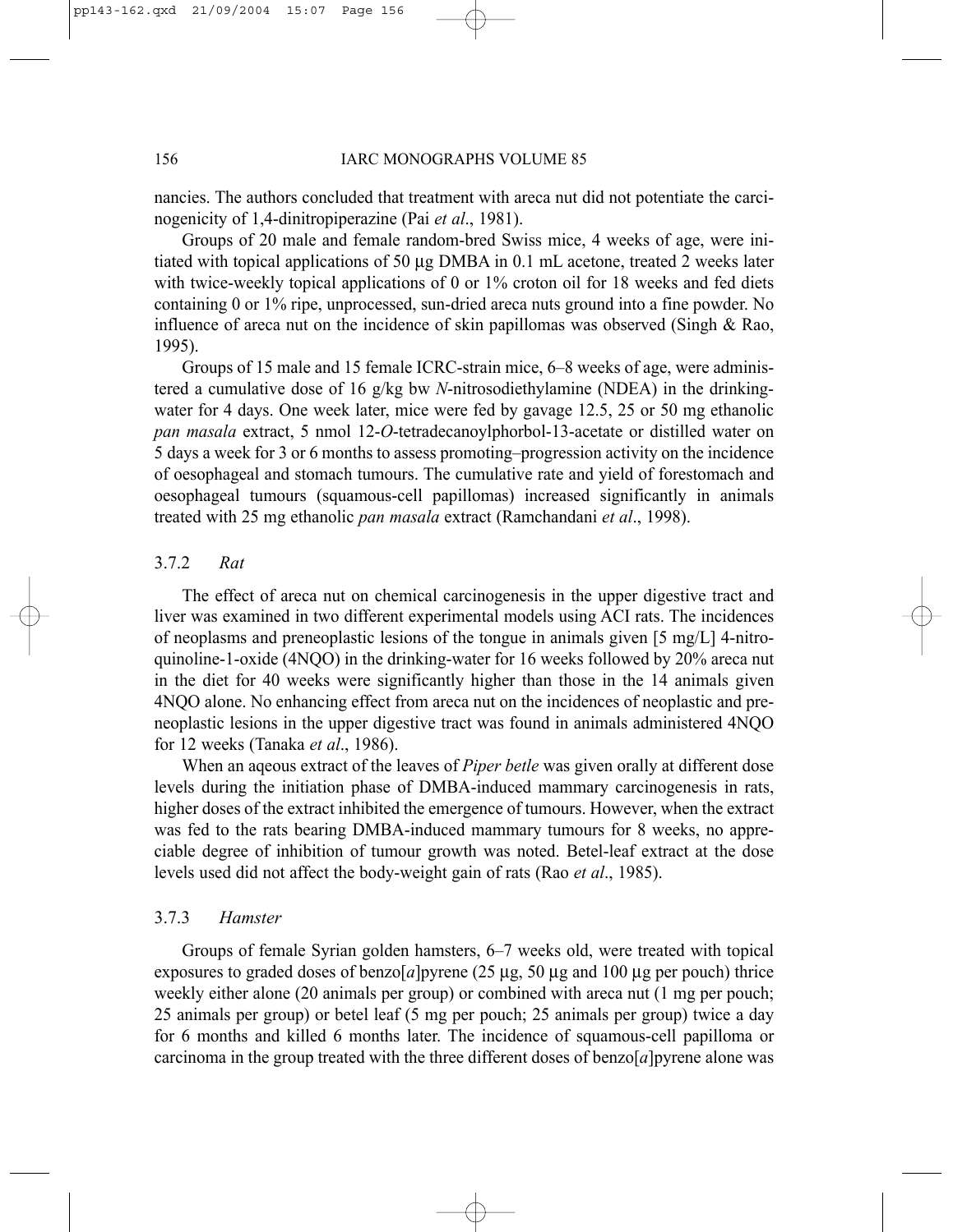nancies. The authors concluded that treatment with areca nut did not potentiate the carcinogenicity of 1,4-dinitropiperazine (Pai *et al*., 1981).

Groups of 20 male and female random-bred Swiss mice, 4 weeks of age, were initiated with topical applications of 50 μg DMBA in 0.1 mL acetone, treated 2 weeks later with twice-weekly topical applications of 0 or 1% croton oil for 18 weeks and fed diets containing 0 or 1% ripe, unprocessed, sun-dried areca nuts ground into a fine powder. No influence of areca nut on the incidence of skin papillomas was observed (Singh & Rao, 1995).

Groups of 15 male and 15 female ICRC-strain mice, 6–8 weeks of age, were administered a cumulative dose of 16 g/kg bw *N*-nitrosodiethylamine (NDEA) in the drinking-water for 4 days. One week later, mice were fed by gavage 12.5, 25 or 50 mg ethanolic *pan masala* extract, 5 nmol 12-*O*-tetradecanoylphorbol-13-acetate or distilled water on 5 days a week for 3 or 6 months to assess promoting–progression activity on the incidence of oesophageal and stomach tumours. The cumulative rate and yield of forestomach and oesophageal tumours (squamous-cell papillomas) increased significantly in animals treated with 25 mg ethanolic *pan masala* extract (Ramchandani *et al*., 1998).

### 3.7.2 *Rat*

The effect of areca nut on chemical carcinogenesis in the upper digestive tract and liver was examined in two different experimental models using ACI rats. The incidences of neoplasms and preneoplastic lesions of the tongue in animals given [5 mg/L] 4-nitroquinoline-1-oxide (4NQO) in the drinking-water for 16 weeks followed by 20% areca nut in the diet for 40 weeks were significantly higher than those in the 14 animals given 4NQO alone. No enhancing effect from areca nut on the incidences of neoplastic and preneoplastic lesions in the upper digestive tract was found in animals administered 4NQO for 12 weeks (Tanaka *et al*., 1986).

When an aqeous extract of the leaves of *Piper betle* was given orally at different dose levels during the initiation phase of DMBA-induced mammary carcinogenesis in rats, higher doses of the extract inhibited the emergence of tumours. However, when the extract was fed to the rats bearing DMBA-induced mammary tumours for 8 weeks, no appreciable degree of inhibition of tumour growth was noted. Betel-leaf extract at the dose levels used did not affect the body-weight gain of rats (Rao *et al*., 1985).

### 3.7.3 *Hamster*

Groups of female Syrian golden hamsters, 6–7 weeks old, were treated with topical exposures to graded doses of benzo[*a*]pyrene (25 μg, 50 μg and 100 μg per pouch) thrice weekly either alone (20 animals per group) or combined with areca nut (1 mg per pouch; 25 animals per group) or betel leaf (5 mg per pouch; 25 animals per group) twice a day for 6 months and killed 6 months later. The incidence of squamous-cell papilloma or carcinoma in the group treated with the three different doses of benzo[*a*]pyrene alone was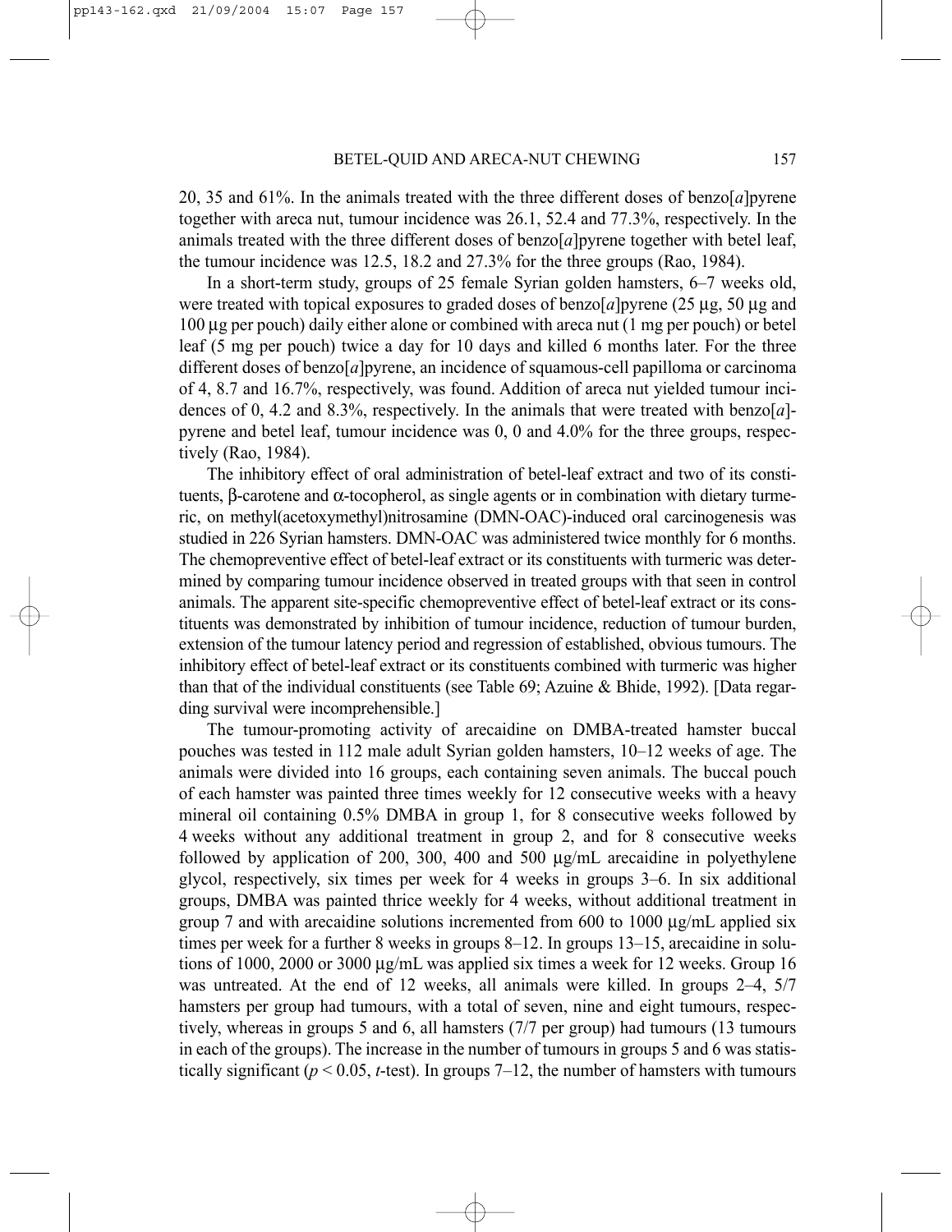20, 35 and 61%. In the animals treated with the three different doses of benzo[*a*]pyrene together with areca nut, tumour incidence was 26.1, 52.4 and 77.3%, respectively. In the animals treated with the three different doses of benzo[*a*]pyrene together with betel leaf, the tumour incidence was 12.5, 18.2 and 27.3% for the three groups (Rao, 1984).

In a short-term study, groups of 25 female Syrian golden hamsters, 6–7 weeks old, were treated with topical exposures to graded doses of benzo[*a*]pyrene (25 μg, 50 μg and 100 μg per pouch) daily either alone or combined with areca nut (1 mg per pouch) or betel leaf (5 mg per pouch) twice a day for 10 days and killed 6 months later. For the three different doses of benzo[*a*]pyrene, an incidence of squamous-cell papilloma or carcinoma of 4, 8.7 and 16.7%, respectively, was found. Addition of areca nut yielded tumour incidences of 0, 4.2 and 8.3%, respectively. In the animals that were treated with benzo[*a*]-pyrene and betel leaf, tumour incidence was 0, 0 and 4.0% for the three groups, respectively (Rao, 1984).

The inhibitory effect of oral administration of betel-leaf extract and two of its constituents, β-carotene and α-tocopherol, as single agents or in combination with dietary turmeric, on methyl(acetoxymethyl)nitrosamine (DMN-OAC)-induced oral carcinogenesis was studied in 226 Syrian hamsters. DMN-OAC was administered twice monthly for 6 months. The chemopreventive effect of betel-leaf extract or its constituents with turmeric was determined by comparing tumour incidence observed in treated groups with that seen in control animals. The apparent site-specific chemopreventive effect of betel-leaf extract or its constituents was demonstrated by inhibition of tumour incidence, reduction of tumour burden, extension of the tumour latency period and regression of established, obvious tumours. The inhibitory effect of betel-leaf extract or its constituents combined with turmeric was higher than that of the individual constituents (see Table 69; Azuine & Bhide, 1992). [Data regarding survival were incomprehensible.]

The tumour-promoting activity of arecaidine on DMBA-treated hamster buccal pouches was tested in 112 male adult Syrian golden hamsters, 10–12 weeks of age. The animals were divided into 16 groups, each containing seven animals. The buccal pouch of each hamster was painted three times weekly for 12 consecutive weeks with a heavy mineral oil containing 0.5% DMBA in group 1, for 8 consecutive weeks followed by 4 weeks without any additional treatment in group 2, and for 8 consecutive weeks followed by application of 200, 300, 400 and 500 μg/mL arecaidine in polyethylene glycol, respectively, six times per week for 4 weeks in groups 3–6. In six additional groups, DMBA was painted thrice weekly for 4 weeks, without additional treatment in group 7 and with arecaidine solutions incremented from 600 to 1000 μg/mL applied six times per week for a further 8 weeks in groups 8–12. In groups 13–15, arecaidine in solutions of 1000, 2000 or 3000 μg/mL was applied six times a week for 12 weeks. Group 16 was untreated. At the end of 12 weeks, all animals were killed. In groups 2–4, 5/7 hamsters per group had tumours, with a total of seven, nine and eight tumours, respectively, whereas in groups 5 and 6, all hamsters (7/7 per group) had tumours (13 tumours in each of the groups). The increase in the number of tumours in groups 5 and 6 was statistically significant ($p < 0.05$, *t*-test). In groups 7–12, the number of hamsters with tumours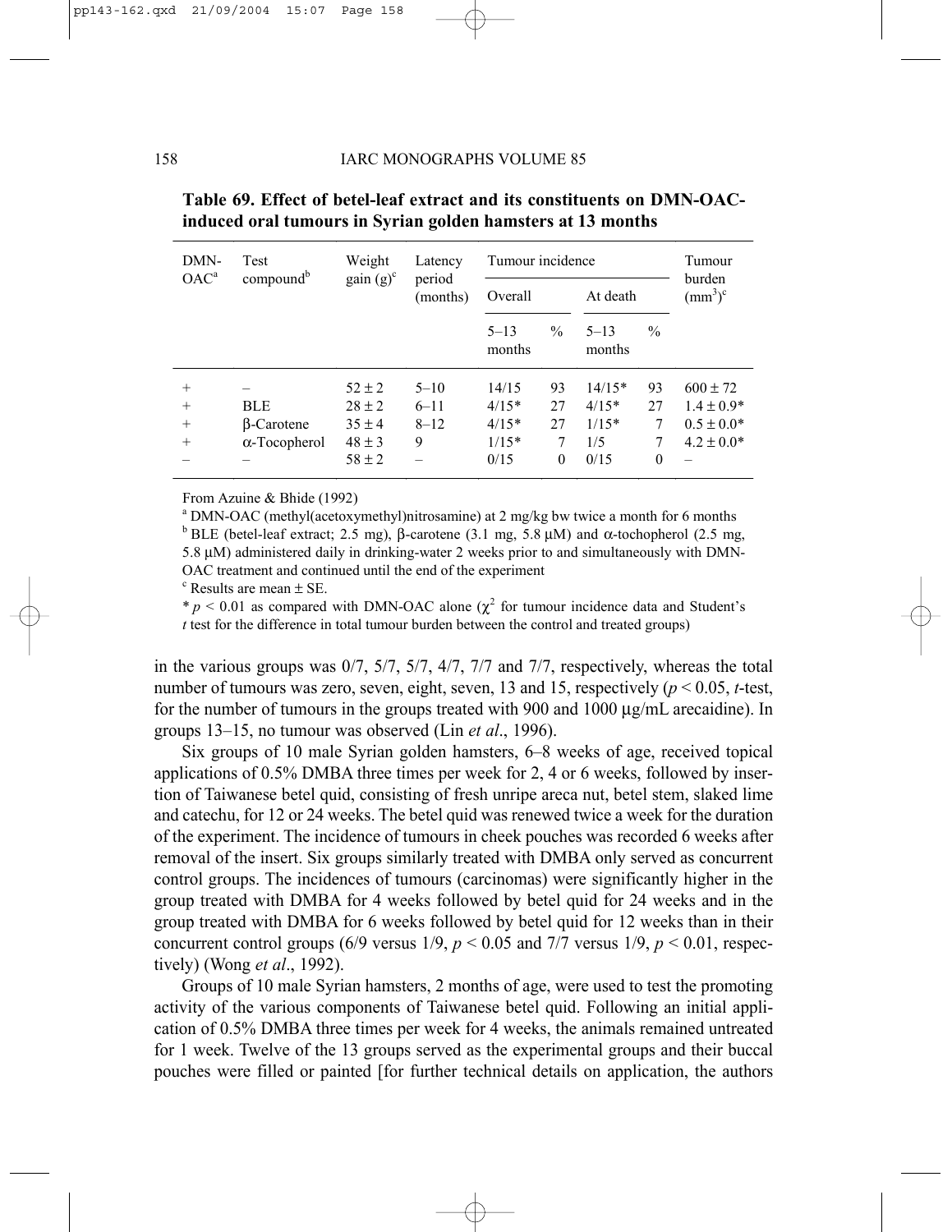**Table 69. Effect of betel-leaf extract and its constituents on DMN-OAC-induced oral tumours in Syrian golden hamsters at 13 months**

| DMN-OAC[a] | Test compound[b] | Weight gain (g)[c] | Latency period (months) | Tumour incidence | | | | Tumour burden ($mm^3$)[c] |
|---|---|---|---|---|---|---|---|---|
| | | | | Overall | | At death | | |
| | | | | 5–13 months | % | 5–13 months | % | |
| + | – | 52 ± 2 | 5–10 | 14/15 | 93 | 14/15* | 93 | 600 ± 72 |
| + | BLE | 28 ± 2 | 6–11 | 4/15* | 27 | 4/15* | 27 | 1.4 ± 0.9* |
| + | β-Carotene | 35 ± 4 | 8–12 | 4/15* | 27 | 1/15* | 7 | 0.5 ± 0.0* |
| + | α-Tocopherol | 48 ± 3 | 9 | 1/15* | 7 | 1/5 | 7 | 4.2 ± 0.0* |
| – | – | 58 ± 2 | – | 0/15 | 0 | 0/15 | 0 | – |

From Azuine & Bhide (1992)

[a] DMN-OAC (methyl(acetoxymethyl)nitrosamine) at 2 mg/kg bw twice a month for 6 months

[b] BLE (betel-leaf extract; 2.5 mg), β-carotene (3.1 mg, 5.8 μM) and α-tochopherol (2.5 mg, 5.8 μM) administered daily in drinking-water 2 weeks prior to and simultaneously with DMN-OAC treatment and continued until the end of the experiment

[c] Results are mean ± SE.

* $p < 0.01$ as compared with DMN-OAC alone ($\chi^2$ for tumour incidence data and Student's *t* test for the difference in total tumour burden between the control and treated groups)

in the various groups was 0/7, 5/7, 5/7, 4/7, 7/7 and 7/7, respectively, whereas the total number of tumours was zero, seven, eight, seven, 13 and 15, respectively ($p < 0.05$, *t*-test, for the number of tumours in the groups treated with 900 and 1000 μg/mL arecaidine). In groups 13–15, no tumour was observed (Lin *et al*., 1996).

Six groups of 10 male Syrian golden hamsters, 6–8 weeks of age, received topical applications of 0.5% DMBA three times per week for 2, 4 or 6 weeks, followed by insertion of Taiwanese betel quid, consisting of fresh unripe areca nut, betel stem, slaked lime and catechu, for 12 or 24 weeks. The betel quid was renewed twice a week for the duration of the experiment. The incidence of tumours in cheek pouches was recorded 6 weeks after removal of the insert. Six groups similarly treated with DMBA only served as concurrent control groups. The incidences of tumours (carcinomas) were significantly higher in the group treated with DMBA for 4 weeks followed by betel quid for 24 weeks and in the group treated with DMBA for 6 weeks followed by betel quid for 12 weeks than in their concurrent control groups (6/9 versus 1/9, $p < 0.05$ and 7/7 versus 1/9, $p < 0.01$, respectively) (Wong *et al*., 1992).

Groups of 10 male Syrian hamsters, 2 months of age, were used to test the promoting activity of the various components of Taiwanese betel quid. Following an initial application of 0.5% DMBA three times per week for 4 weeks, the animals remained untreated for 1 week. Twelve of the 13 groups served as the experimental groups and their buccal pouches were filled or painted [for further technical details on application, the authors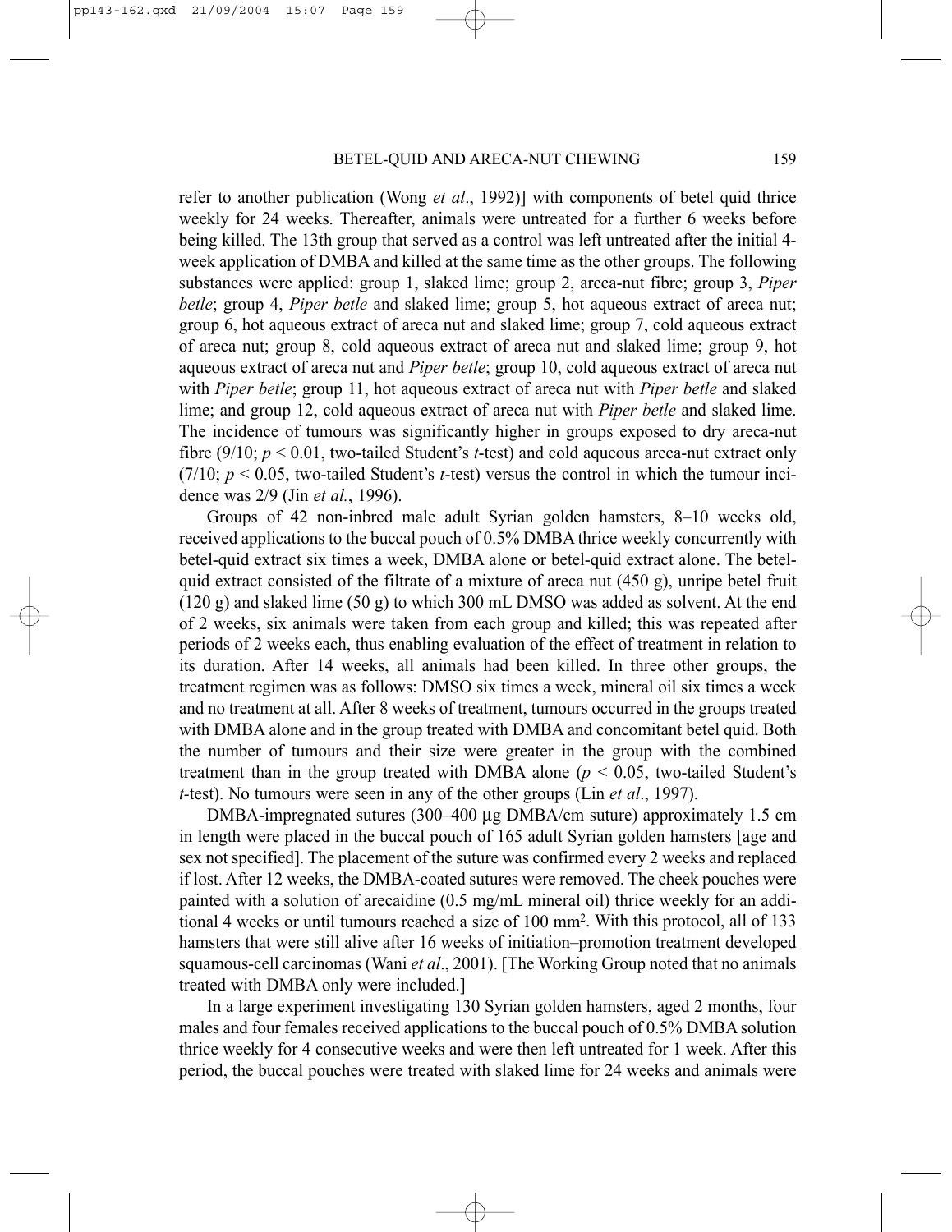refer to another publication (Wong *et al*., 1992)] with components of betel quid thrice weekly for 24 weeks. Thereafter, animals were untreated for a further 6 weeks before being killed. The 13th group that served as a control was left untreated after the initial 4-week application of DMBA and killed at the same time as the other groups. The following substances were applied: group 1, slaked lime; group 2, areca-nut fibre; group 3, *Piper betle*; group 4, *Piper betle* and slaked lime; group 5, hot aqueous extract of areca nut; group 6, hot aqueous extract of areca nut and slaked lime; group 7, cold aqueous extract of areca nut; group 8, cold aqueous extract of areca nut and slaked lime; group 9, hot aqueous extract of areca nut and *Piper betle*; group 10, cold aqueous extract of areca nut with *Piper betle*; group 11, hot aqueous extract of areca nut with *Piper betle* and slaked lime; and group 12, cold aqueous extract of areca nut with *Piper betle* and slaked lime. The incidence of tumours was significantly higher in groups exposed to dry areca-nut fibre (9/10; $p < 0.01$, two-tailed Student's *t*-test) and cold aqueous areca-nut extract only (7/10; $p < 0.05$, two-tailed Student's *t*-test) versus the control in which the tumour incidence was 2/9 (Jin *et al.*, 1996).

Groups of 42 non-inbred male adult Syrian golden hamsters, 8–10 weeks old, received applications to the buccal pouch of 0.5% DMBA thrice weekly concurrently with betel-quid extract six times a week, DMBA alone or betel-quid extract alone. The betel-quid extract consisted of the filtrate of a mixture of areca nut (450 g), unripe betel fruit (120 g) and slaked lime (50 g) to which 300 mL DMSO was added as solvent. At the end of 2 weeks, six animals were taken from each group and killed; this was repeated after periods of 2 weeks each, thus enabling evaluation of the effect of treatment in relation to its duration. After 14 weeks, all animals had been killed. In three other groups, the treatment regimen was as follows: DMSO six times a week, mineral oil six times a week and no treatment at all. After 8 weeks of treatment, tumours occurred in the groups treated with DMBA alone and in the group treated with DMBA and concomitant betel quid. Both the number of tumours and their size were greater in the group with the combined treatment than in the group treated with DMBA alone ($p < 0.05$, two-tailed Student's *t*-test). No tumours were seen in any of the other groups (Lin *et al*., 1997).

DMBA-impregnated sutures (300–400 µg DMBA/cm suture) approximately 1.5 cm in length were placed in the buccal pouch of 165 adult Syrian golden hamsters [age and sex not specified]. The placement of the suture was confirmed every 2 weeks and replaced if lost. After 12 weeks, the DMBA-coated sutures were removed. The cheek pouches were painted with a solution of arecaidine (0.5 mg/mL mineral oil) thrice weekly for an additional 4 weeks or until tumours reached a size of 100 mm$^2$. With this protocol, all of 133 hamsters that were still alive after 16 weeks of initiation–promotion treatment developed squamous-cell carcinomas (Wani *et al*., 2001). [The Working Group noted that no animals treated with DMBA only were included.]

In a large experiment investigating 130 Syrian golden hamsters, aged 2 months, four males and four females received applications to the buccal pouch of 0.5% DMBA solution thrice weekly for 4 consecutive weeks and were then left untreated for 1 week. After this period, the buccal pouches were treated with slaked lime for 24 weeks and animals were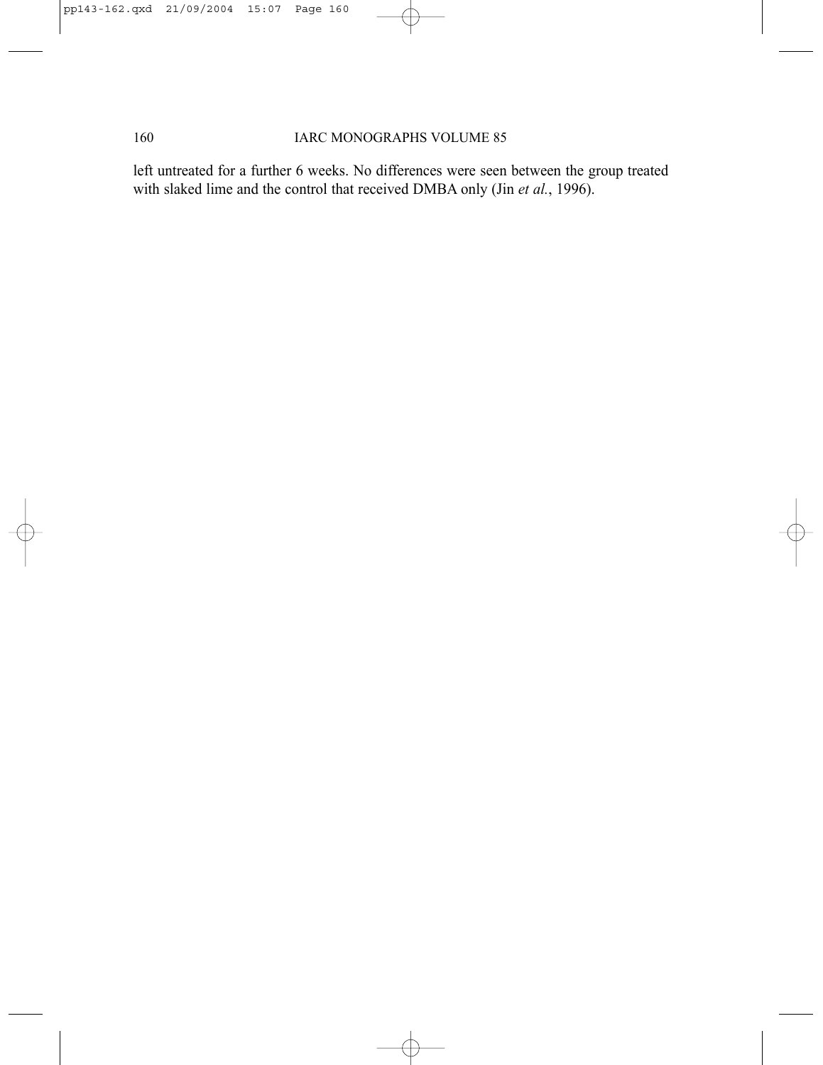left untreated for a further 6 weeks. No differences were seen between the group treated with slaked lime and the control that received DMBA only (Jin *et al.*, 1996).